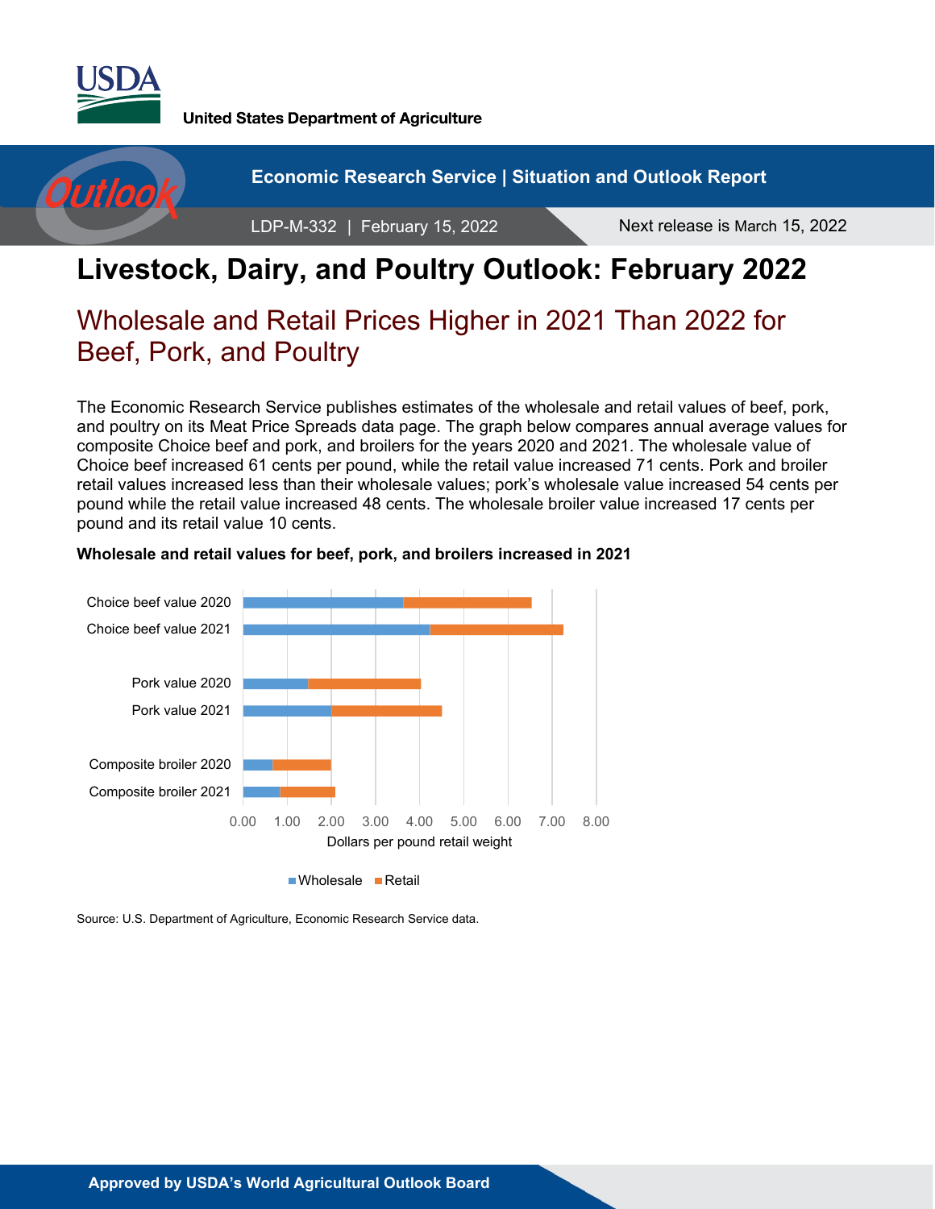United States Department of Agriculture

Economic Research Service | Situation and Outlook Report

LDP-M-332 | February 15, 2022

Next release is March 15, 2022

# Livestock, Dairy, and Poultry Outlook: February 2022

## Wholesale and Retail Prices Higher in 2021 Than 2022 for Beef, Pork, and Poultry

The Economic Research Service publishes estimates of the wholesale and retail values of beef, pork, and poultry on its Meat Price Spreads data page. The graph below compares annual average values for composite Choice beef and pork, and broilers for the years 2020 and 2021. The wholesale value of Choice beef increased 61 cents per pound, while the retail value increased 71 cents. Pork and broiler retail values increased less than their wholesale values; pork's wholesale value increased 54 cents per pound while the retail value increased 48 cents. The wholesale broiler value increased 17 cents per pound and its retail value 10 cents.

**Wholesale and retail values for beef, pork, and broilers increased in 2021**

Source: U.S. Department of Agriculture, Economic Research Service data.

Approved by USDA's World Agricultural Outlook Board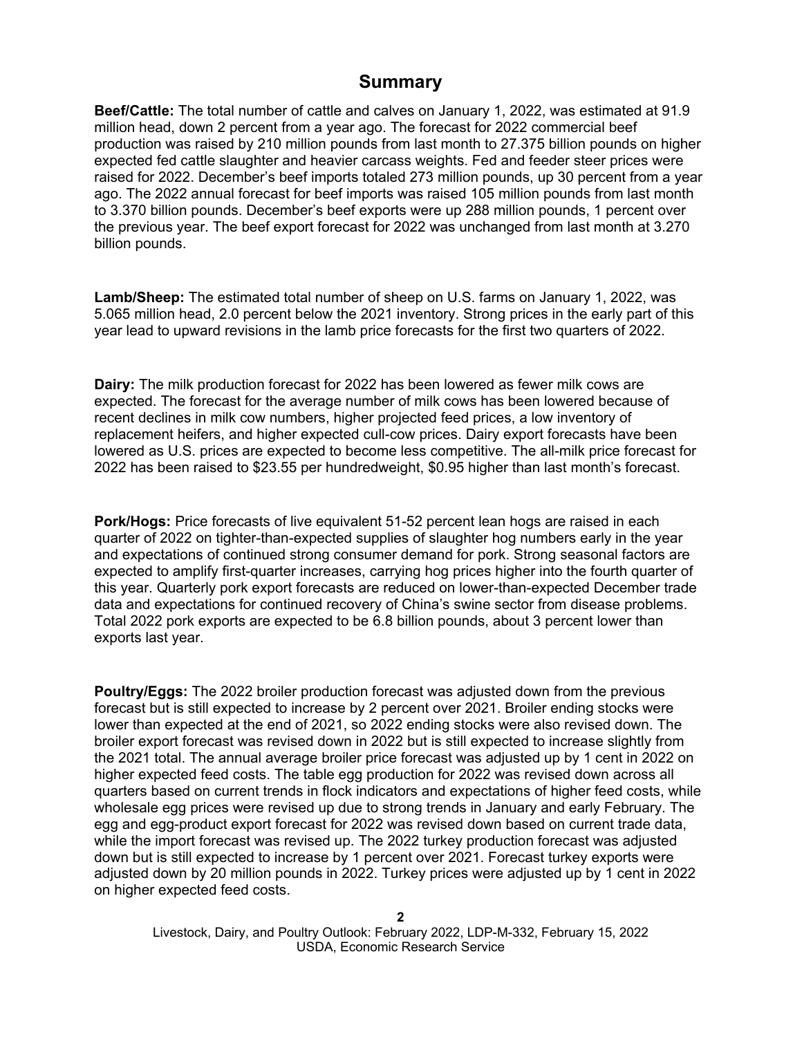# Summary

**Beef/Cattle:** The total number of cattle and calves on January 1, 2022, was estimated at 91.9 million head, down 2 percent from a year ago. The forecast for 2022 commercial beef production was raised by 210 million pounds from last month to 27.375 billion pounds on higher expected fed cattle slaughter and heavier carcass weights. Fed and feeder steer prices were raised for 2022. December's beef imports totaled 273 million pounds, up 30 percent from a year ago. The 2022 annual forecast for beef imports was raised 105 million pounds from last month to 3.370 billion pounds. December's beef exports were up 288 million pounds, 1 percent over the previous year. The beef export forecast for 2022 was unchanged from last month at 3.270 billion pounds.

**Lamb/Sheep:** The estimated total number of sheep on U.S. farms on January 1, 2022, was 5.065 million head, 2.0 percent below the 2021 inventory. Strong prices in the early part of this year lead to upward revisions in the lamb price forecasts for the first two quarters of 2022.

**Dairy:** The milk production forecast for 2022 has been lowered as fewer milk cows are expected. The forecast for the average number of milk cows has been lowered because of recent declines in milk cow numbers, higher projected feed prices, a low inventory of replacement heifers, and higher expected cull-cow prices. Dairy export forecasts have been lowered as U.S. prices are expected to become less competitive. The all-milk price forecast for 2022 has been raised to $23.55 per hundredweight, $0.95 higher than last month's forecast.

**Pork/Hogs:** Price forecasts of live equivalent 51-52 percent lean hogs are raised in each quarter of 2022 on tighter-than-expected supplies of slaughter hog numbers early in the year and expectations of continued strong consumer demand for pork. Strong seasonal factors are expected to amplify first-quarter increases, carrying hog prices higher into the fourth quarter of this year. Quarterly pork export forecasts are reduced on lower-than-expected December trade data and expectations for continued recovery of China's swine sector from disease problems. Total 2022 pork exports are expected to be 6.8 billion pounds, about 3 percent lower than exports last year.

**Poultry/Eggs:** The 2022 broiler production forecast was adjusted down from the previous forecast but is still expected to increase by 2 percent over 2021. Broiler ending stocks were lower than expected at the end of 2021, so 2022 ending stocks were also revised down. The broiler export forecast was revised down in 2022 but is still expected to increase slightly from the 2021 total. The annual average broiler price forecast was adjusted up by 1 cent in 2022 on higher expected feed costs. The table egg production for 2022 was revised down across all quarters based on current trends in flock indicators and expectations of higher feed costs, while wholesale egg prices were revised up due to strong trends in January and early February. The egg and egg-product export forecast for 2022 was revised down based on current trade data, while the import forecast was revised up. The 2022 turkey production forecast was adjusted down but is still expected to increase by 1 percent over 2021. Forecast turkey exports were adjusted down by 20 million pounds in 2022. Turkey prices were adjusted up by 1 cent in 2022 on higher expected feed costs.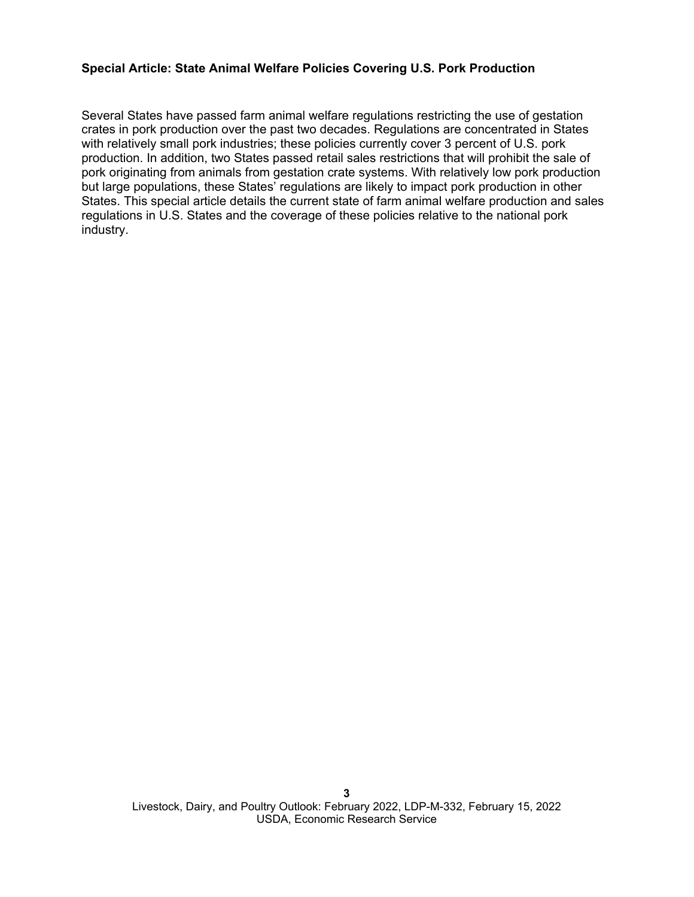**Special Article: State Animal Welfare Policies Covering U.S. Pork Production**

Several States have passed farm animal welfare regulations restricting the use of gestation crates in pork production over the past two decades. Regulations are concentrated in States with relatively small pork industries; these policies currently cover 3 percent of U.S. pork production. In addition, two States passed retail sales restrictions that will prohibit the sale of pork originating from animals from gestation crate systems. With relatively low pork production but large populations, these States' regulations are likely to impact pork production in other States. This special article details the current state of farm animal welfare production and sales regulations in U.S. States and the coverage of these policies relative to the national pork industry.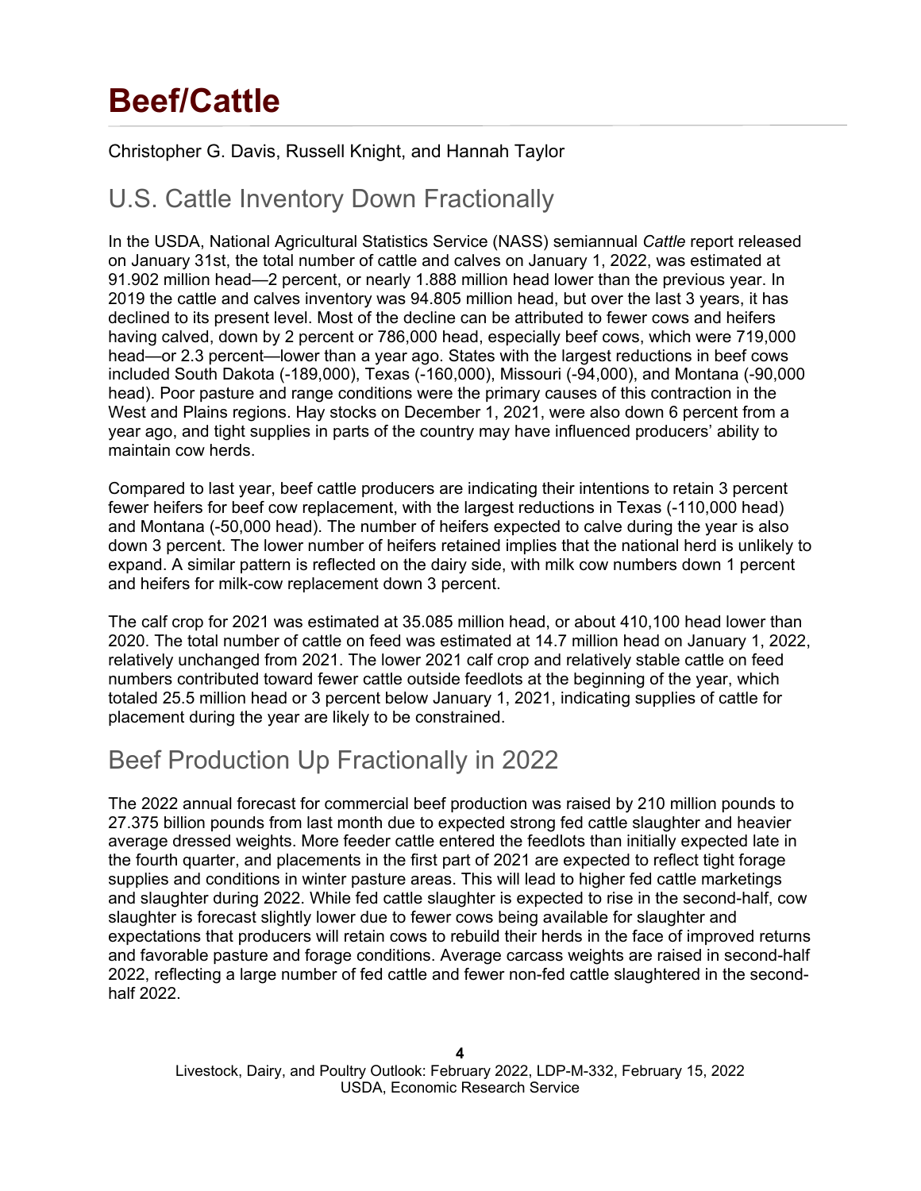# Beef/Cattle

Christopher G. Davis, Russell Knight, and Hannah Taylor

## U.S. Cattle Inventory Down Fractionally

In the USDA, National Agricultural Statistics Service (NASS) semiannual *Cattle* report released on January 31st, the total number of cattle and calves on January 1, 2022, was estimated at 91.902 million head—2 percent, or nearly 1.888 million head lower than the previous year. In 2019 the cattle and calves inventory was 94.805 million head, but over the last 3 years, it has declined to its present level. Most of the decline can be attributed to fewer cows and heifers having calved, down by 2 percent or 786,000 head, especially beef cows, which were 719,000 head—or 2.3 percent—lower than a year ago. States with the largest reductions in beef cows included South Dakota (-189,000), Texas (-160,000), Missouri (-94,000), and Montana (-90,000 head). Poor pasture and range conditions were the primary causes of this contraction in the West and Plains regions. Hay stocks on December 1, 2021, were also down 6 percent from a year ago, and tight supplies in parts of the country may have influenced producers' ability to maintain cow herds.

Compared to last year, beef cattle producers are indicating their intentions to retain 3 percent fewer heifers for beef cow replacement, with the largest reductions in Texas (-110,000 head) and Montana (-50,000 head). The number of heifers expected to calve during the year is also down 3 percent. The lower number of heifers retained implies that the national herd is unlikely to expand. A similar pattern is reflected on the dairy side, with milk cow numbers down 1 percent and heifers for milk-cow replacement down 3 percent.

The calf crop for 2021 was estimated at 35.085 million head, or about 410,100 head lower than 2020. The total number of cattle on feed was estimated at 14.7 million head on January 1, 2022, relatively unchanged from 2021. The lower 2021 calf crop and relatively stable cattle on feed numbers contributed toward fewer cattle outside feedlots at the beginning of the year, which totaled 25.5 million head or 3 percent below January 1, 2021, indicating supplies of cattle for placement during the year are likely to be constrained.

## Beef Production Up Fractionally in 2022

The 2022 annual forecast for commercial beef production was raised by 210 million pounds to 27.375 billion pounds from last month due to expected strong fed cattle slaughter and heavier average dressed weights. More feeder cattle entered the feedlots than initially expected late in the fourth quarter, and placements in the first part of 2021 are expected to reflect tight forage supplies and conditions in winter pasture areas. This will lead to higher fed cattle marketings and slaughter during 2022. While fed cattle slaughter is expected to rise in the second-half, cow slaughter is forecast slightly lower due to fewer cows being available for slaughter and expectations that producers will retain cows to rebuild their herds in the face of improved returns and favorable pasture and forage conditions. Average carcass weights are raised in second-half 2022, reflecting a large number of fed cattle and fewer non-fed cattle slaughtered in the second-half 2022.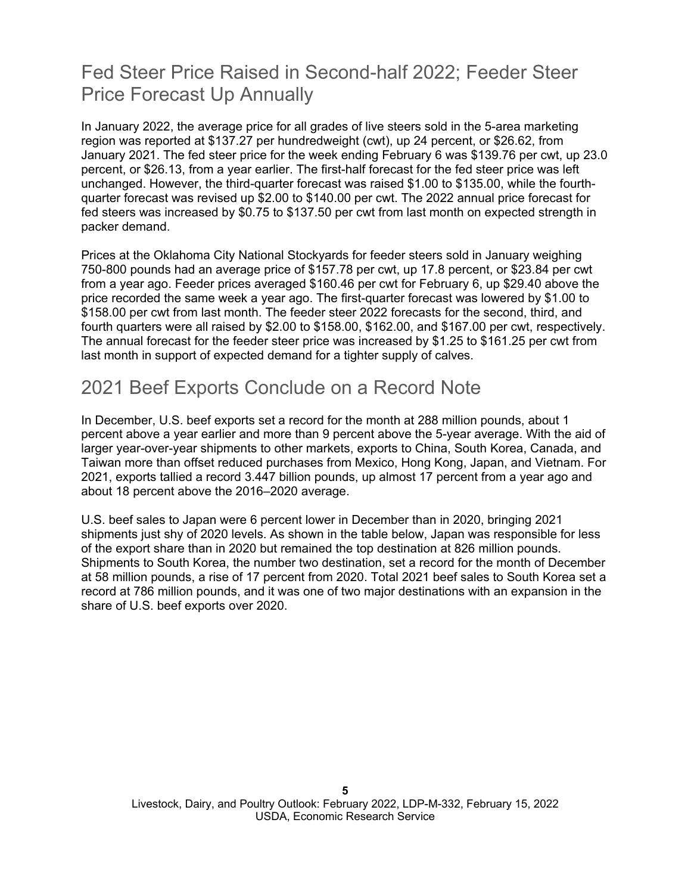## Fed Steer Price Raised in Second-half 2022; Feeder Steer Price Forecast Up Annually

In January 2022, the average price for all grades of live steers sold in the 5-area marketing region was reported at $137.27 per hundredweight (cwt), up 24 percent, or $26.62, from January 2021. The fed steer price for the week ending February 6 was $139.76 per cwt, up 23.0 percent, or $26.13, from a year earlier. The first-half forecast for the fed steer price was left unchanged. However, the third-quarter forecast was raised $1.00 to $135.00, while the fourth-quarter forecast was revised up $2.00 to $140.00 per cwt. The 2022 annual price forecast for fed steers was increased by $0.75 to $137.50 per cwt from last month on expected strength in packer demand.

Prices at the Oklahoma City National Stockyards for feeder steers sold in January weighing 750-800 pounds had an average price of $157.78 per cwt, up 17.8 percent, or $23.84 per cwt from a year ago. Feeder prices averaged $160.46 per cwt for February 6, up $29.40 above the price recorded the same week a year ago. The first-quarter forecast was lowered by $1.00 to $158.00 per cwt from last month. The feeder steer 2022 forecasts for the second, third, and fourth quarters were all raised by $2.00 to $158.00, $162.00, and $167.00 per cwt, respectively. The annual forecast for the feeder steer price was increased by $1.25 to $161.25 per cwt from last month in support of expected demand for a tighter supply of calves.

## 2021 Beef Exports Conclude on a Record Note

In December, U.S. beef exports set a record for the month at 288 million pounds, about 1 percent above a year earlier and more than 9 percent above the 5-year average. With the aid of larger year-over-year shipments to other markets, exports to China, South Korea, Canada, and Taiwan more than offset reduced purchases from Mexico, Hong Kong, Japan, and Vietnam. For 2021, exports tallied a record 3.447 billion pounds, up almost 17 percent from a year ago and about 18 percent above the 2016–2020 average.

U.S. beef sales to Japan were 6 percent lower in December than in 2020, bringing 2021 shipments just shy of 2020 levels. As shown in the table below, Japan was responsible for less of the export share than in 2020 but remained the top destination at 826 million pounds. Shipments to South Korea, the number two destination, set a record for the month of December at 58 million pounds, a rise of 17 percent from 2020. Total 2021 beef sales to South Korea set a record at 786 million pounds, and it was one of two major destinations with an expansion in the share of U.S. beef exports over 2020.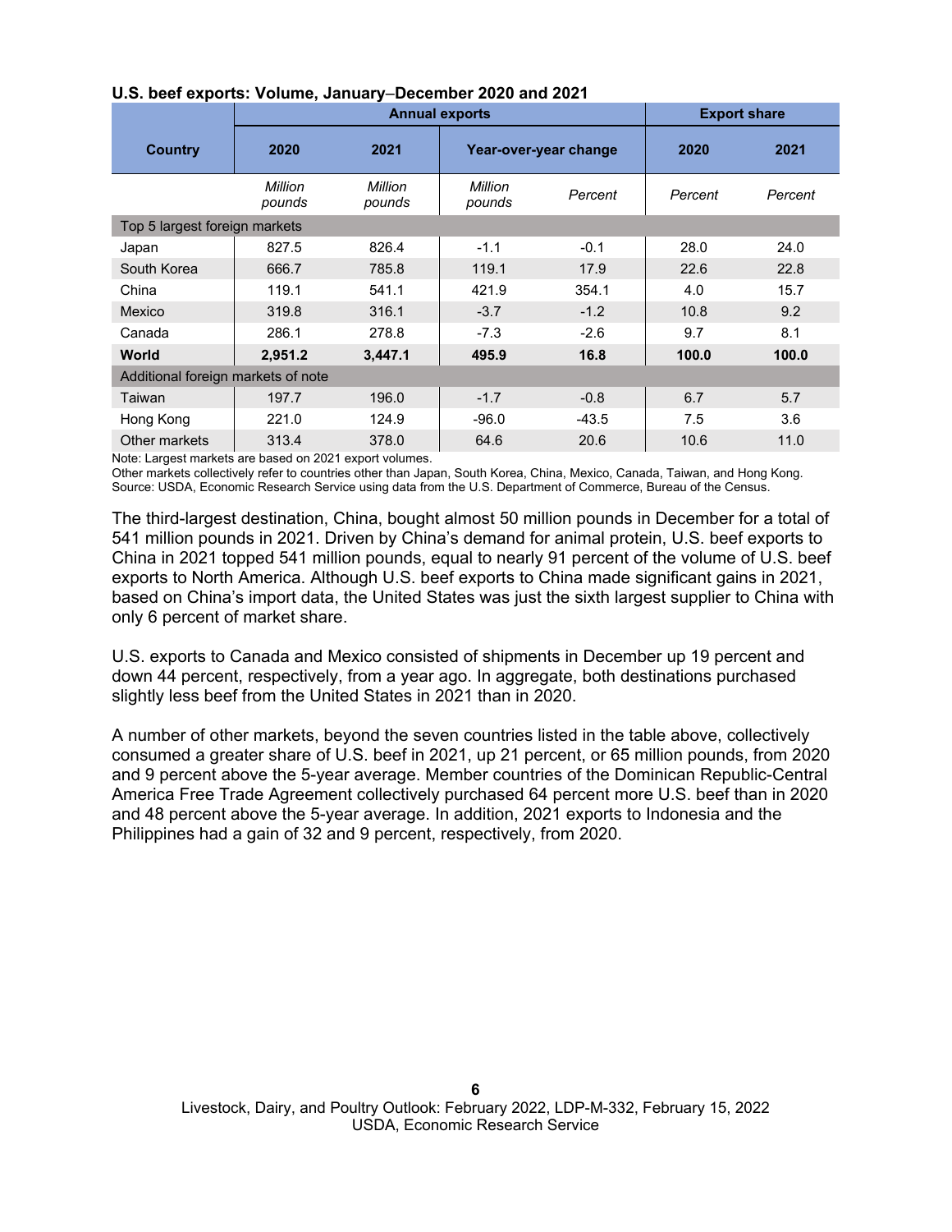**U.S. beef exports: Volume, January–December 2020 and 2021**

| Country | Annual exports | | | | Export share | |
|---|---|---|---|---|---|---|
| | 2020 | 2021 | Year-over-year change | | 2020 | 2021 |
| | *Million pounds* | *Million pounds* | *Million pounds* | *Percent* | *Percent* | *Percent* |
| Top 5 largest foreign markets | | | | | | |
| Japan | 827.5 | 826.4 | -1.1 | -0.1 | 28.0 | 24.0 |
| South Korea | 666.7 | 785.8 | 119.1 | 17.9 | 22.6 | 22.8 |
| China | 119.1 | 541.1 | 421.9 | 354.1 | 4.0 | 15.7 |
| Mexico | 319.8 | 316.1 | -3.7 | -1.2 | 10.8 | 9.2 |
| Canada | 286.1 | 278.8 | -7.3 | -2.6 | 9.7 | 8.1 |
| **World** | **2,951.2** | **3,447.1** | **495.9** | **16.8** | **100.0** | **100.0** |
| Additional foreign markets of note | | | | | | |
| Taiwan | 197.7 | 196.0 | -1.7 | -0.8 | 6.7 | 5.7 |
| Hong Kong | 221.0 | 124.9 | -96.0 | -43.5 | 7.5 | 3.6 |
| Other markets | 313.4 | 378.0 | 64.6 | 20.6 | 10.6 | 11.0 |

Note: Largest markets are based on 2021 export volumes.
Other markets collectively refer to countries other than Japan, South Korea, China, Mexico, Canada, Taiwan, and Hong Kong.
Source: USDA, Economic Research Service using data from the U.S. Department of Commerce, Bureau of the Census.

The third-largest destination, China, bought almost 50 million pounds in December for a total of 541 million pounds in 2021. Driven by China's demand for animal protein, U.S. beef exports to China in 2021 topped 541 million pounds, equal to nearly 91 percent of the volume of U.S. beef exports to North America. Although U.S. beef exports to China made significant gains in 2021, based on China's import data, the United States was just the sixth largest supplier to China with only 6 percent of market share.

U.S. exports to Canada and Mexico consisted of shipments in December up 19 percent and down 44 percent, respectively, from a year ago. In aggregate, both destinations purchased slightly less beef from the United States in 2021 than in 2020.

A number of other markets, beyond the seven countries listed in the table above, collectively consumed a greater share of U.S. beef in 2021, up 21 percent, or 65 million pounds, from 2020 and 9 percent above the 5-year average. Member countries of the Dominican Republic-Central America Free Trade Agreement collectively purchased 64 percent more U.S. beef than in 2020 and 48 percent above the 5-year average. In addition, 2021 exports to Indonesia and the Philippines had a gain of 32 and 9 percent, respectively, from 2020.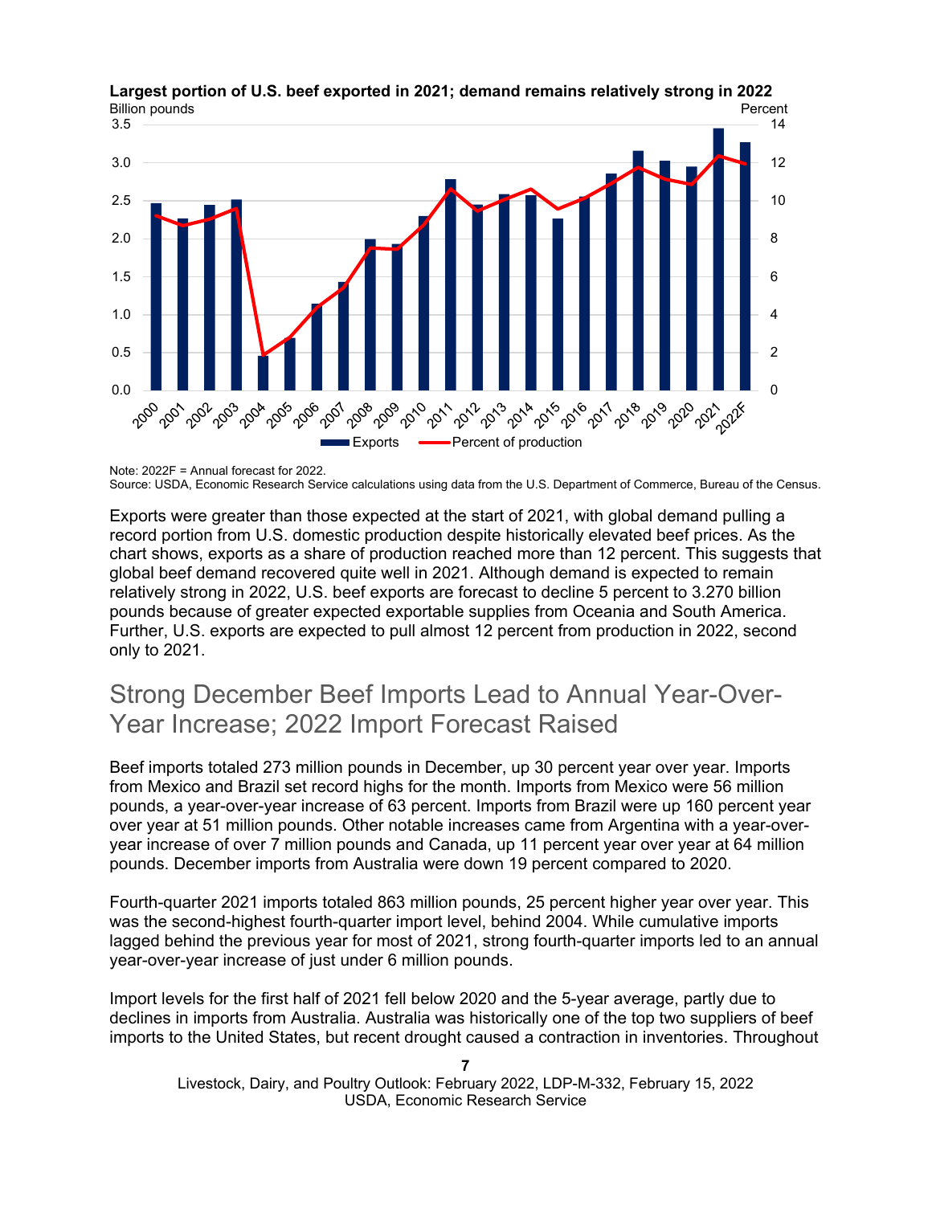**Largest portion of U.S. beef exported in 2021; demand remains relatively strong in 2022**

Note: 2022F = Annual forecast for 2022.
Source: USDA, Economic Research Service calculations using data from the U.S. Department of Commerce, Bureau of the Census.

Exports were greater than those expected at the start of 2021, with global demand pulling a record portion from U.S. domestic production despite historically elevated beef prices. As the chart shows, exports as a share of production reached more than 12 percent. This suggests that global beef demand recovered quite well in 2021. Although demand is expected to remain relatively strong in 2022, U.S. beef exports are forecast to decline 5 percent to 3.270 billion pounds because of greater expected exportable supplies from Oceania and South America. Further, U.S. exports are expected to pull almost 12 percent from production in 2022, second only to 2021.

## Strong December Beef Imports Lead to Annual Year-Over-Year Increase; 2022 Import Forecast Raised

Beef imports totaled 273 million pounds in December, up 30 percent year over year. Imports from Mexico and Brazil set record highs for the month. Imports from Mexico were 56 million pounds, a year-over-year increase of 63 percent. Imports from Brazil were up 160 percent year over year at 51 million pounds. Other notable increases came from Argentina with a year-over-year increase of over 7 million pounds and Canada, up 11 percent year over year at 64 million pounds. December imports from Australia were down 19 percent compared to 2020.

Fourth-quarter 2021 imports totaled 863 million pounds, 25 percent higher year over year. This was the second-highest fourth-quarter import level, behind 2004. While cumulative imports lagged behind the previous year for most of 2021, strong fourth-quarter imports led to an annual year-over-year increase of just under 6 million pounds.

Import levels for the first half of 2021 fell below 2020 and the 5-year average, partly due to declines in imports from Australia. Australia was historically one of the top two suppliers of beef imports to the United States, but recent drought caused a contraction in inventories. Throughout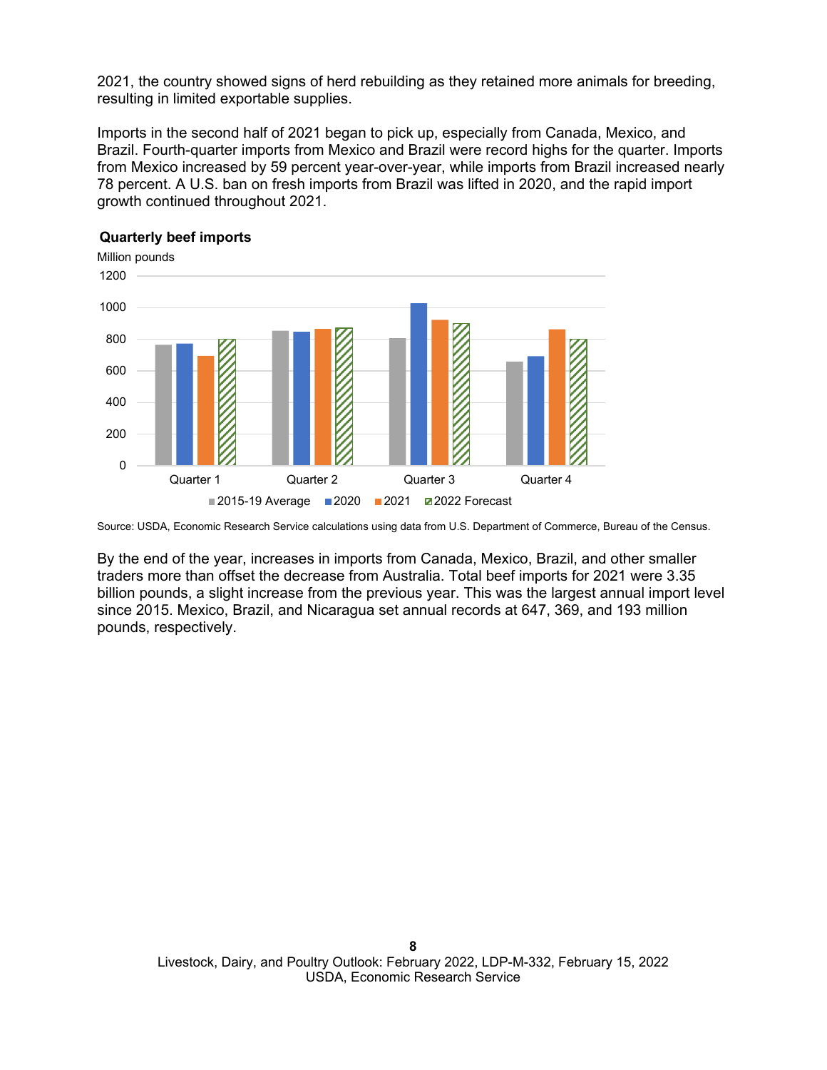2021, the country showed signs of herd rebuilding as they retained more animals for breeding, resulting in limited exportable supplies.

Imports in the second half of 2021 began to pick up, especially from Canada, Mexico, and Brazil. Fourth-quarter imports from Mexico and Brazil were record highs for the quarter. Imports from Mexico increased by 59 percent year-over-year, while imports from Brazil increased nearly 78 percent. A U.S. ban on fresh imports from Brazil was lifted in 2020, and the rapid import growth continued throughout 2021.

**Quarterly beef imports**

Million pounds

Source: USDA, Economic Research Service calculations using data from U.S. Department of Commerce, Bureau of the Census.

By the end of the year, increases in imports from Canada, Mexico, Brazil, and other smaller traders more than offset the decrease from Australia. Total beef imports for 2021 were 3.35 billion pounds, a slight increase from the previous year. This was the largest annual import level since 2015. Mexico, Brazil, and Nicaragua set annual records at 647, 369, and 193 million pounds, respectively.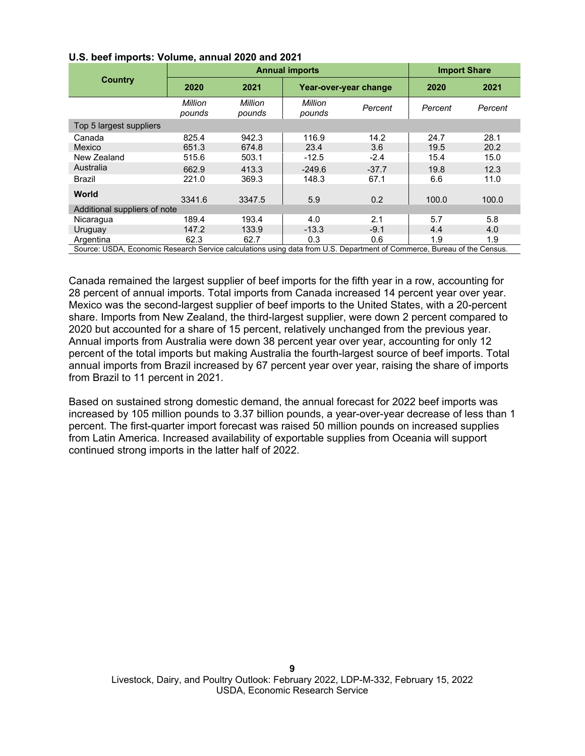**U.S. beef imports: Volume, annual 2020 and 2021**

| Country | Annual imports | | | | Import Share | |
|---|---|---|---|---|---|---|
| | 2020 | 2021 | Year-over-year change | | 2020 | 2021 |
| | *Million pounds* | *Million pounds* | *Million pounds* | *Percent* | *Percent* | *Percent* |
| Top 5 largest suppliers | | | | | | |
| Canada | 825.4 | 942.3 | 116.9 | 14.2 | 24.7 | 28.1 |
| Mexico | 651.3 | 674.8 | 23.4 | 3.6 | 19.5 | 20.2 |
| New Zealand | 515.6 | 503.1 | -12.5 | -2.4 | 15.4 | 15.0 |
| Australia | 662.9 | 413.3 | -249.6 | -37.7 | 19.8 | 12.3 |
| Brazil | 221.0 | 369.3 | 148.3 | 67.1 | 6.6 | 11.0 |
| **World** | 3341.6 | 3347.5 | 5.9 | 0.2 | 100.0 | 100.0 |
| Additional suppliers of note | | | | | | |
| Nicaragua | 189.4 | 193.4 | 4.0 | 2.1 | 5.7 | 5.8 |
| Uruguay | 147.2 | 133.9 | -13.3 | -9.1 | 4.4 | 4.0 |
| Argentina | 62.3 | 62.7 | 0.3 | 0.6 | 1.9 | 1.9 |

Source: USDA, Economic Research Service calculations using data from U.S. Department of Commerce, Bureau of the Census.

Canada remained the largest supplier of beef imports for the fifth year in a row, accounting for 28 percent of annual imports. Total imports from Canada increased 14 percent year over year. Mexico was the second-largest supplier of beef imports to the United States, with a 20-percent share. Imports from New Zealand, the third-largest supplier, were down 2 percent compared to 2020 but accounted for a share of 15 percent, relatively unchanged from the previous year. Annual imports from Australia were down 38 percent year over year, accounting for only 12 percent of the total imports but making Australia the fourth-largest source of beef imports. Total annual imports from Brazil increased by 67 percent year over year, raising the share of imports from Brazil to 11 percent in 2021.

Based on sustained strong domestic demand, the annual forecast for 2022 beef imports was increased by 105 million pounds to 3.37 billion pounds, a year-over-year decrease of less than 1 percent. The first-quarter import forecast was raised 50 million pounds on increased supplies from Latin America. Increased availability of exportable supplies from Oceania will support continued strong imports in the latter half of 2022.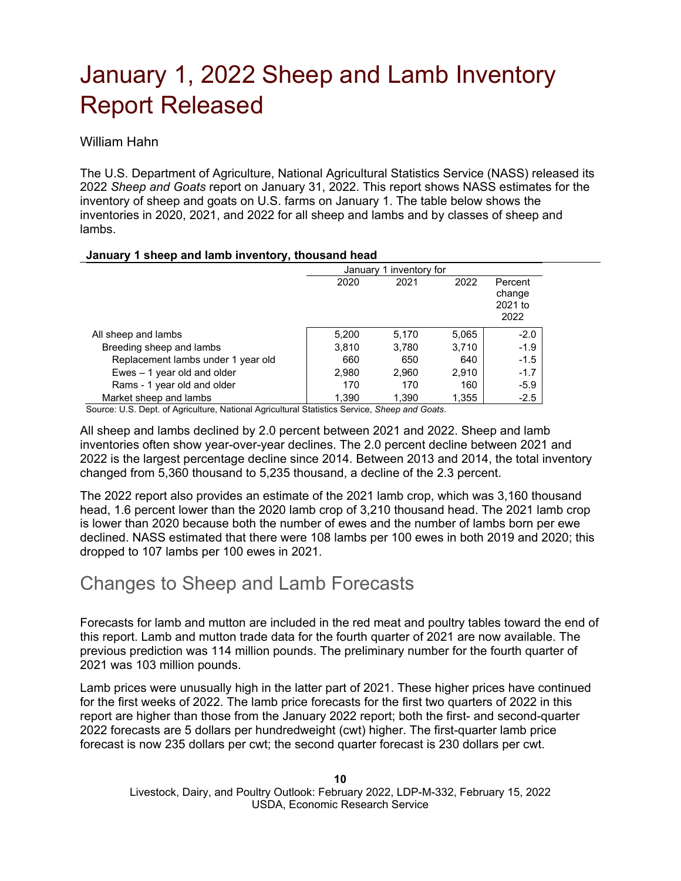# January 1, 2022 Sheep and Lamb Inventory Report Released

William Hahn

The U.S. Department of Agriculture, National Agricultural Statistics Service (NASS) released its 2022 *Sheep and Goats* report on January 31, 2022. This report shows NASS estimates for the inventory of sheep and goats on U.S. farms on January 1. The table below shows the inventories in 2020, 2021, and 2022 for all sheep and lambs and by classes of sheep and lambs.

**January 1 sheep and lamb inventory, thousand head**

| | January 1 inventory for | | | |
|---|---|---|---|---|
| | 2020 | 2021 | 2022 | Percent change 2021 to 2022 |
| All sheep and lambs | 5,200 | 5,170 | 5,065 | -2.0 |
| Breeding sheep and lambs | 3,810 | 3,780 | 3,710 | -1.9 |
| Replacement lambs under 1 year old | 660 | 650 | 640 | -1.5 |
| Ewes – 1 year old and older | 2,980 | 2,960 | 2,910 | -1.7 |
| Rams - 1 year old and older | 170 | 170 | 160 | -5.9 |
| Market sheep and lambs | 1,390 | 1,390 | 1,355 | -2.5 |

Source: U.S. Dept. of Agriculture, National Agricultural Statistics Service, *Sheep and Goats*.

All sheep and lambs declined by 2.0 percent between 2021 and 2022. Sheep and lamb inventories often show year-over-year declines. The 2.0 percent decline between 2021 and 2022 is the largest percentage decline since 2014. Between 2013 and 2014, the total inventory changed from 5,360 thousand to 5,235 thousand, a decline of the 2.3 percent.

The 2022 report also provides an estimate of the 2021 lamb crop, which was 3,160 thousand head, 1.6 percent lower than the 2020 lamb crop of 3,210 thousand head. The 2021 lamb crop is lower than 2020 because both the number of ewes and the number of lambs born per ewe declined. NASS estimated that there were 108 lambs per 100 ewes in both 2019 and 2020; this dropped to 107 lambs per 100 ewes in 2021.

## Changes to Sheep and Lamb Forecasts

Forecasts for lamb and mutton are included in the red meat and poultry tables toward the end of this report. Lamb and mutton trade data for the fourth quarter of 2021 are now available. The previous prediction was 114 million pounds. The preliminary number for the fourth quarter of 2021 was 103 million pounds.

Lamb prices were unusually high in the latter part of 2021. These higher prices have continued for the first weeks of 2022. The lamb price forecasts for the first two quarters of 2022 in this report are higher than those from the January 2022 report; both the first- and second-quarter 2022 forecasts are 5 dollars per hundredweight (cwt) higher. The first-quarter lamb price forecast is now 235 dollars per cwt; the second quarter forecast is 230 dollars per cwt.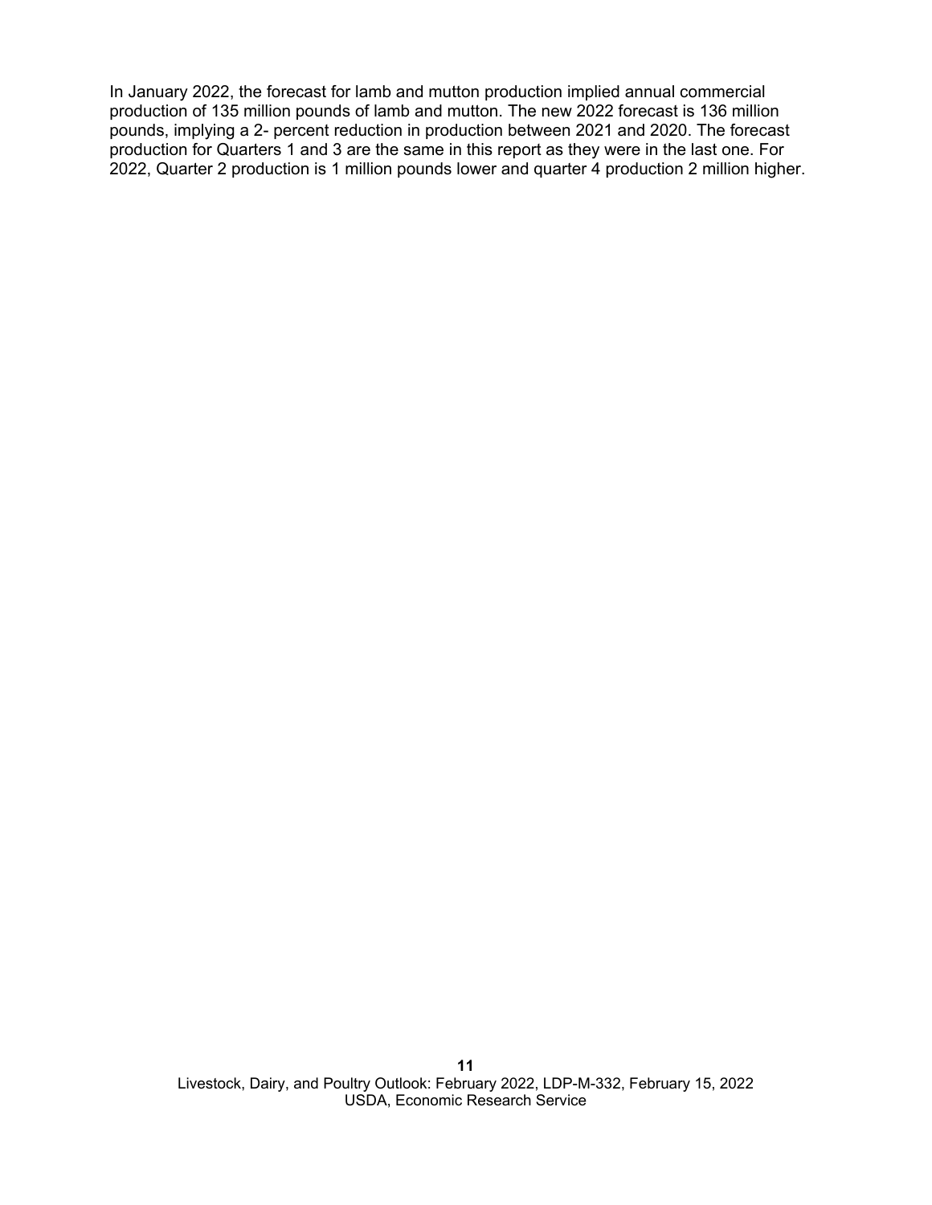In January 2022, the forecast for lamb and mutton production implied annual commercial production of 135 million pounds of lamb and mutton. The new 2022 forecast is 136 million pounds, implying a 2- percent reduction in production between 2021 and 2020. The forecast production for Quarters 1 and 3 are the same in this report as they were in the last one. For 2022, Quarter 2 production is 1 million pounds lower and quarter 4 production 2 million higher.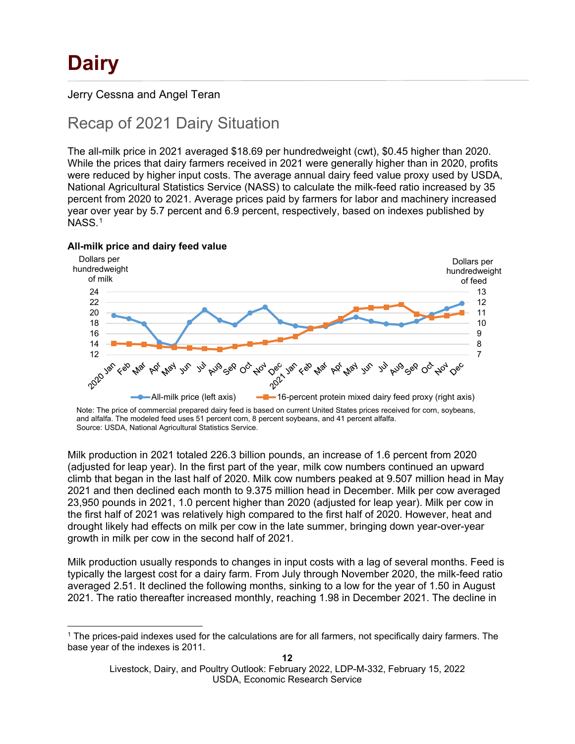// Dairy

Jerry Cessna and Angel Teran

## Recap of 2021 Dairy Situation

The all-milk price in 2021 averaged $18.69 per hundredweight (cwt), $0.45 higher than 2020. While the prices that dairy farmers received in 2021 were generally higher than in 2020, profits were reduced by higher input costs. The average annual dairy feed value proxy used by USDA, National Agricultural Statistics Service (NASS) to calculate the milk-feed ratio increased by 35 percent from 2020 to 2021. Average prices paid by farmers for labor and machinery increased year over year by 5.7 percent and 6.9 percent, respectively, based on indexes published by NASS.[1]

**All-milk price and dairy feed value**

Note: The price of commercial prepared dairy feed is based on current United States prices received for corn, soybeans, and alfalfa. The modeled feed uses 51 percent corn, 8 percent soybeans, and 41 percent alfalfa.
Source: USDA, National Agricultural Statistics Service.

Milk production in 2021 totaled 226.3 billion pounds, an increase of 1.6 percent from 2020 (adjusted for leap year). In the first part of the year, milk cow numbers continued an upward climb that began in the last half of 2020. Milk cow numbers peaked at 9.507 million head in May 2021 and then declined each month to 9.375 million head in December. Milk per cow averaged 23,950 pounds in 2021, 1.0 percent higher than 2020 (adjusted for leap year). Milk per cow in the first half of 2021 was relatively high compared to the first half of 2020. However, heat and drought likely had effects on milk per cow in the late summer, bringing down year-over-year growth in milk per cow in the second half of 2021.

Milk production usually responds to changes in input costs with a lag of several months. Feed is typically the largest cost for a dairy farm. From July through November 2020, the milk-feed ratio averaged 2.51. It declined the following months, sinking to a low for the year of 1.50 in August 2021. The ratio thereafter increased monthly, reaching 1.98 in December 2021. The decline in

[1] The prices-paid indexes used for the calculations are for all farmers, not specifically dairy farmers. The base year of the indexes is 2011.

# Dairy

Jerry Cessna and Angel Teran

## Recap of 2021 Dairy Situation

The all-milk price in 2021 averaged $18.69 per hundredweight (cwt), $0.45 higher than 2020. While the prices that dairy farmers received in 2021 were generally higher than in 2020, profits were reduced by higher input costs. The average annual dairy feed value proxy used by USDA, National Agricultural Statistics Service (NASS) to calculate the milk-feed ratio increased by 35 percent from 2020 to 2021. Average prices paid by farmers for labor and machinery increased year over year by 5.7 percent and 6.9 percent, respectively, based on indexes published by NASS.[1]

**All-milk price and dairy feed value**

Note: The price of commercial prepared dairy feed is based on current United States prices received for corn, soybeans, and alfalfa. The modeled feed uses 51 percent corn, 8 percent soybeans, and 41 percent alfalfa.
Source: USDA, National Agricultural Statistics Service.

Milk production in 2021 totaled 226.3 billion pounds, an increase of 1.6 percent from 2020 (adjusted for leap year). In the first part of the year, milk cow numbers continued an upward climb that began in the last half of 2020. Milk cow numbers peaked at 9.507 million head in May 2021 and then declined each month to 9.375 million head in December. Milk per cow averaged 23,950 pounds in 2021, 1.0 percent higher than 2020 (adjusted for leap year). Milk per cow in the first half of 2021 was relatively high compared to the first half of 2020. However, heat and drought likely had effects on milk per cow in the late summer, bringing down year-over-year growth in milk per cow in the second half of 2021.

Milk production usually responds to changes in input costs with a lag of several months. Feed is typically the largest cost for a dairy farm. From July through November 2020, the milk-feed ratio averaged 2.51. It declined the following months, sinking to a low for the year of 1.50 in August 2021. The ratio thereafter increased monthly, reaching 1.98 in December 2021. The decline in

[1] The prices-paid indexes used for the calculations are for all farmers, not specifically dairy farmers. The base year of the indexes is 2011.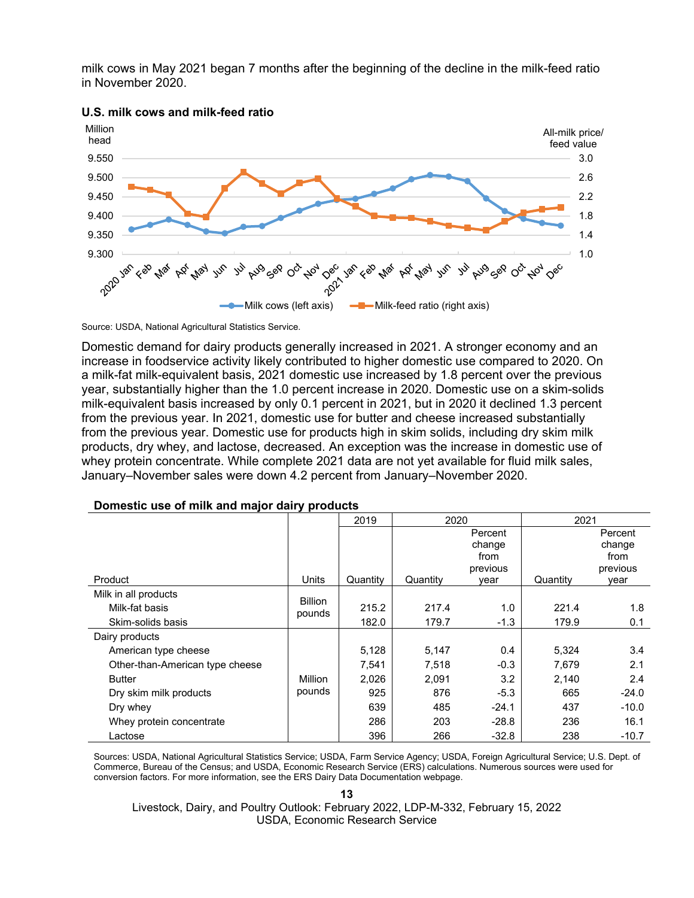milk cows in May 2021 began 7 months after the beginning of the decline in the milk-feed ratio in November 2020.

**U.S. milk cows and milk-feed ratio**

Source: USDA, National Agricultural Statistics Service.

Domestic demand for dairy products generally increased in 2021. A stronger economy and an increase in foodservice activity likely contributed to higher domestic use compared to 2020. On a milk-fat milk-equivalent basis, 2021 domestic use increased by 1.8 percent over the previous year, substantially higher than the 1.0 percent increase in 2020. Domestic use on a skim-solids milk-equivalent basis increased by only 0.1 percent in 2021, but in 2020 it declined 1.3 percent from the previous year. In 2021, domestic use for butter and cheese increased substantially from the previous year. Domestic use for products high in skim solids, including dry skim milk products, dry whey, and lactose, decreased. An exception was the increase in domestic use of whey protein concentrate. While complete 2021 data are not yet available for fluid milk sales, January–November sales were down 4.2 percent from January–November 2020.

**Domestic use of milk and major dairy products**

| | | 2019 | 2020 | | 2021 | |
|---|---|---|---|---|---|---|
| Product | Units | Quantity | Quantity | Percent change from previous year | Quantity | Percent change from previous year |
| Milk in all products | | | | | | |
| Milk-fat basis | Billion pounds | 215.2 | 217.4 | 1.0 | 221.4 | 1.8 |
| Skim-solids basis | | 182.0 | 179.7 | -1.3 | 179.9 | 0.1 |
| Dairy products | | | | | | |
| American type cheese | Million pounds | 5,128 | 5,147 | 0.4 | 5,324 | 3.4 |
| Other-than-American type cheese | | 7,541 | 7,518 | -0.3 | 7,679 | 2.1 |
| Butter | | 2,026 | 2,091 | 3.2 | 2,140 | 2.4 |
| Dry skim milk products | | 925 | 876 | -5.3 | 665 | -24.0 |
| Dry whey | | 639 | 485 | -24.1 | 437 | -10.0 |
| Whey protein concentrate | | 286 | 203 | -28.8 | 236 | 16.1 |
| Lactose | | 396 | 266 | -32.8 | 238 | -10.7 |

Sources: USDA, National Agricultural Statistics Service; USDA, Farm Service Agency; USDA, Foreign Agricultural Service; U.S. Dept. of Commerce, Bureau of the Census; and USDA, Economic Research Service (ERS) calculations. Numerous sources were used for conversion factors. For more information, see the ERS Dairy Data Documentation webpage.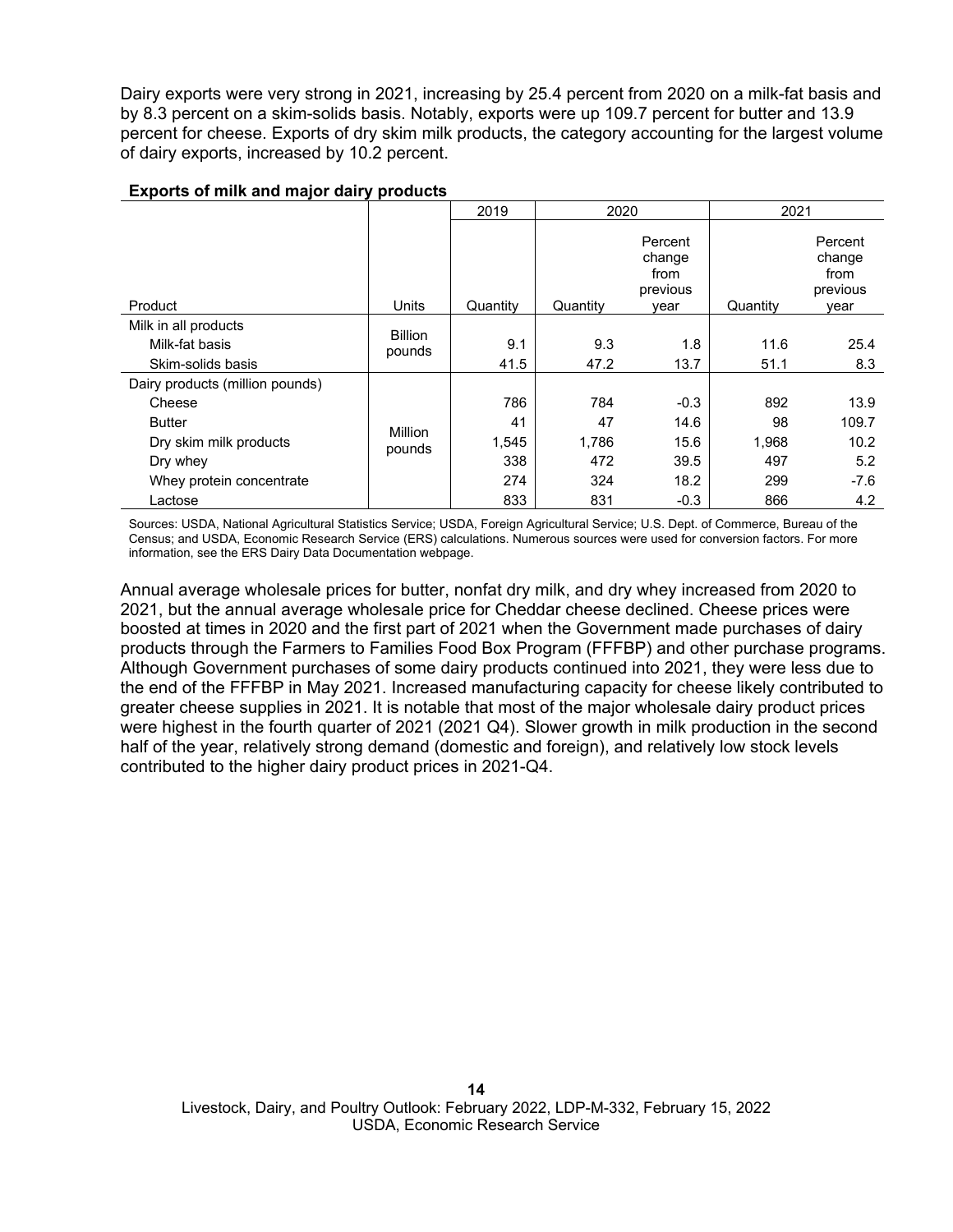Dairy exports were very strong in 2021, increasing by 25.4 percent from 2020 on a milk-fat basis and by 8.3 percent on a skim-solids basis. Notably, exports were up 109.7 percent for butter and 13.9 percent for cheese. Exports of dry skim milk products, the category accounting for the largest volume of dairy exports, increased by 10.2 percent.

**Exports of milk and major dairy products**

| | | 2019 | 2020 | | 2021 | |
|---|---|---|---|---|---|---|
| Product | Units | Quantity | Quantity | Percent change from previous year | Quantity | Percent change from previous year |
| Milk in all products | | | | | | |
| Milk-fat basis | Billion pounds | 9.1 | 9.3 | 1.8 | 11.6 | 25.4 |
| Skim-solids basis | | 41.5 | 47.2 | 13.7 | 51.1 | 8.3 |
| Dairy products (million pounds) | | | | | | |
| Cheese | Million pounds | 786 | 784 | -0.3 | 892 | 13.9 |
| Butter | | 41 | 47 | 14.6 | 98 | 109.7 |
| Dry skim milk products | | 1,545 | 1,786 | 15.6 | 1,968 | 10.2 |
| Dry whey | | 338 | 472 | 39.5 | 497 | 5.2 |
| Whey protein concentrate | | 274 | 324 | 18.2 | 299 | -7.6 |
| Lactose | | 833 | 831 | -0.3 | 866 | 4.2 |

Sources: USDA, National Agricultural Statistics Service; USDA, Foreign Agricultural Service; U.S. Dept. of Commerce, Bureau of the Census; and USDA, Economic Research Service (ERS) calculations. Numerous sources were used for conversion factors. For more information, see the ERS Dairy Data Documentation webpage.

Annual average wholesale prices for butter, nonfat dry milk, and dry whey increased from 2020 to 2021, but the annual average wholesale price for Cheddar cheese declined. Cheese prices were boosted at times in 2020 and the first part of 2021 when the Government made purchases of dairy products through the Farmers to Families Food Box Program (FFFBP) and other purchase programs. Although Government purchases of some dairy products continued into 2021, they were less due to the end of the FFFBP in May 2021. Increased manufacturing capacity for cheese likely contributed to greater cheese supplies in 2021. It is notable that most of the major wholesale dairy product prices were highest in the fourth quarter of 2021 (2021 Q4). Slower growth in milk production in the second half of the year, relatively strong demand (domestic and foreign), and relatively low stock levels contributed to the higher dairy product prices in 2021-Q4.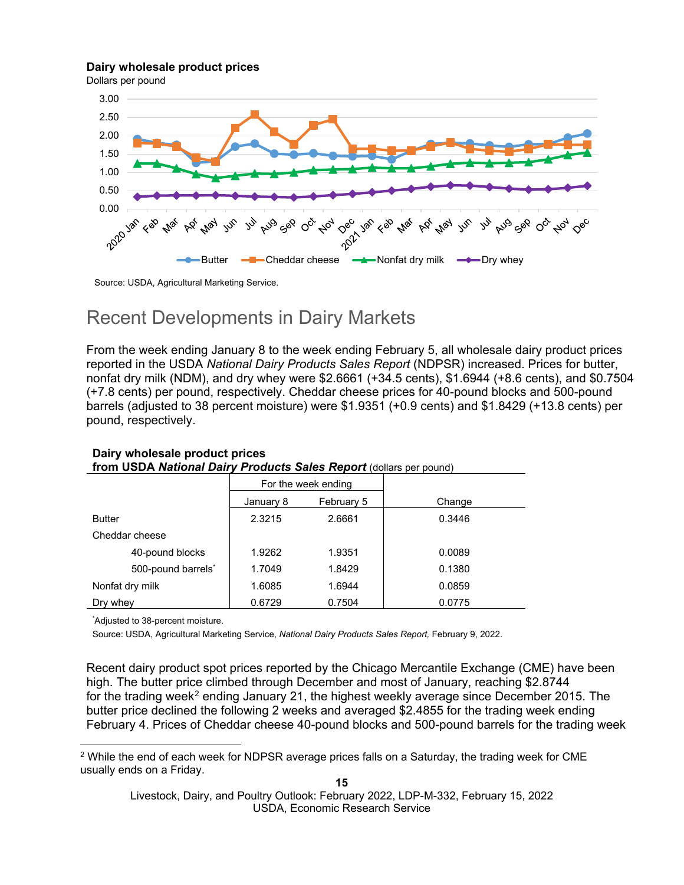**Dairy wholesale product prices**

Dollars per pound

Source: USDA, Agricultural Marketing Service.

## Recent Developments in Dairy Markets

From the week ending January 8 to the week ending February 5, all wholesale dairy product prices reported in the USDA *National Dairy Products Sales Report* (NDPSR) increased. Prices for butter, nonfat dry milk (NDM), and dry whey were $2.6661 (+34.5 cents), $1.6944 (+8.6 cents), and $0.7504 (+7.8 cents) per pound, respectively. Cheddar cheese prices for 40-pound blocks and 500-pound barrels (adjusted to 38 percent moisture) were $1.9351 (+0.9 cents) and $1.8429 (+13.8 cents) per pound, respectively.

**Dairy wholesale product prices from USDA *National Dairy Products Sales Report*** (dollars per pound)

| | For the week ending | | |
|---|---|---|---|
| | January 8 | February 5 | Change |
| Butter | 2.3215 | 2.6661 | 0.3446 |
| Cheddar cheese | | | |
| 40-pound blocks | 1.9262 | 1.9351 | 0.0089 |
| 500-pound barrels* | 1.7049 | 1.8429 | 0.1380 |
| Nonfat dry milk | 1.6085 | 1.6944 | 0.0859 |
| Dry whey | 0.6729 | 0.7504 | 0.0775 |

*Adjusted to 38-percent moisture.

Source: USDA, Agricultural Marketing Service, *National Dairy Products Sales Report,* February 9, 2022.

Recent dairy product spot prices reported by the Chicago Mercantile Exchange (CME) have been high. The butter price climbed through December and most of January, reaching $2.8744 for the trading week[2] ending January 21, the highest weekly average since December 2015. The butter price declined the following 2 weeks and averaged $2.4855 for the trading week ending February 4. Prices of Cheddar cheese 40-pound blocks and 500-pound barrels for the trading week

[2] While the end of each week for NDPSR average prices falls on a Saturday, the trading week for CME usually ends on a Friday.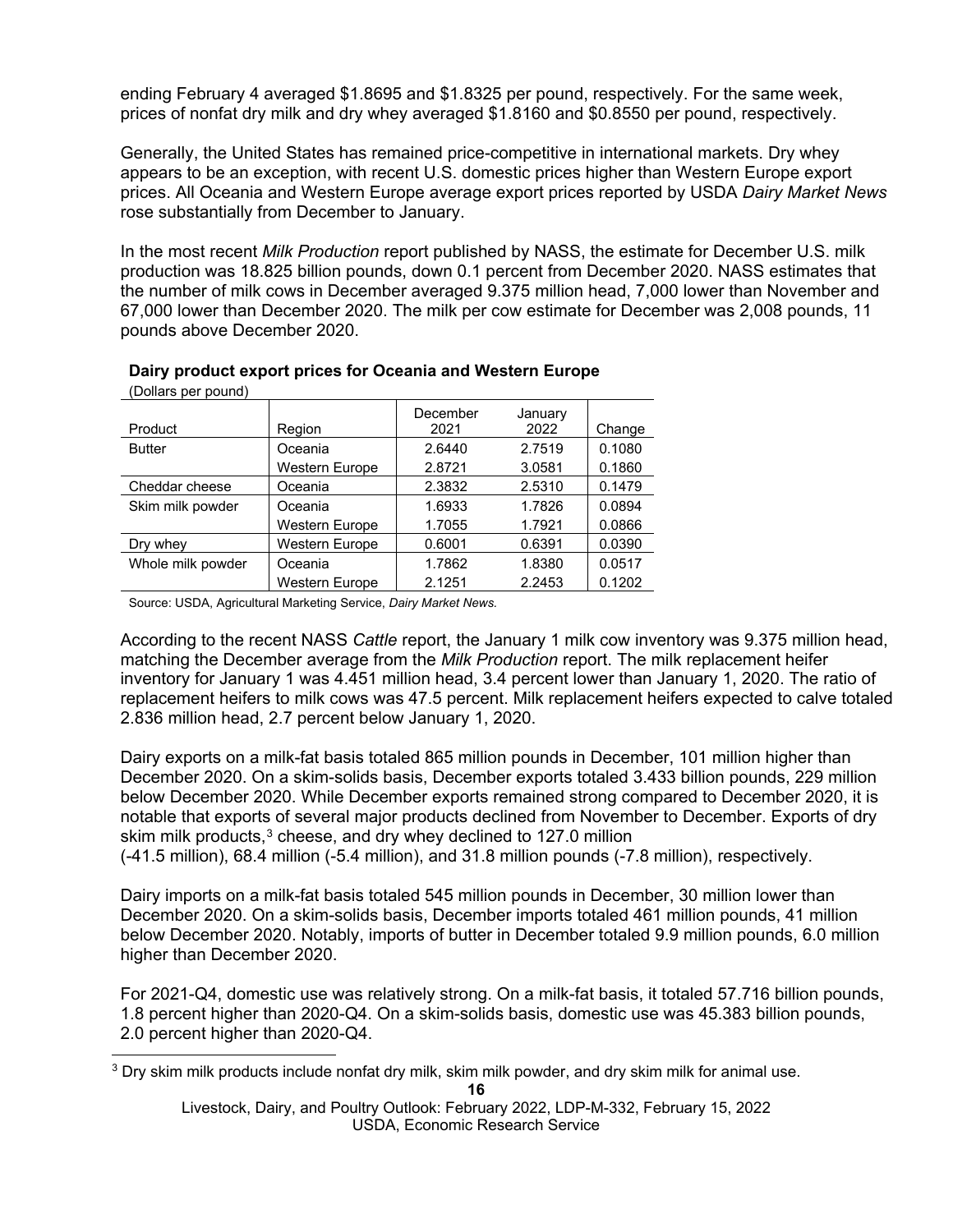ending February 4 averaged $1.8695 and $1.8325 per pound, respectively. For the same week, prices of nonfat dry milk and dry whey averaged $1.8160 and $0.8550 per pound, respectively.

Generally, the United States has remained price-competitive in international markets. Dry whey appears to be an exception, with recent U.S. domestic prices higher than Western Europe export prices. All Oceania and Western Europe average export prices reported by USDA *Dairy Market News* rose substantially from December to January.

In the most recent *Milk Production* report published by NASS, the estimate for December U.S. milk production was 18.825 billion pounds, down 0.1 percent from December 2020. NASS estimates that the number of milk cows in December averaged 9.375 million head, 7,000 lower than November and 67,000 lower than December 2020. The milk per cow estimate for December was 2,008 pounds, 11 pounds above December 2020.

**Dairy product export prices for Oceania and Western Europe**

(Dollars per pound)

| Product | Region | December 2021 | January 2022 | Change |
|---|---|---|---|---|
| Butter | Oceania | 2.6440 | 2.7519 | 0.1080 |
| | Western Europe | 2.8721 | 3.0581 | 0.1860 |
| Cheddar cheese | Oceania | 2.3832 | 2.5310 | 0.1479 |
| Skim milk powder | Oceania | 1.6933 | 1.7826 | 0.0894 |
| | Western Europe | 1.7055 | 1.7921 | 0.0866 |
| Dry whey | Western Europe | 0.6001 | 0.6391 | 0.0390 |
| Whole milk powder | Oceania | 1.7862 | 1.8380 | 0.0517 |
| | Western Europe | 2.1251 | 2.2453 | 0.1202 |

Source: USDA, Agricultural Marketing Service, *Dairy Market News.*

According to the recent NASS *Cattle* report, the January 1 milk cow inventory was 9.375 million head, matching the December average from the *Milk Production* report. The milk replacement heifer inventory for January 1 was 4.451 million head, 3.4 percent lower than January 1, 2020. The ratio of replacement heifers to milk cows was 47.5 percent. Milk replacement heifers expected to calve totaled 2.836 million head, 2.7 percent below January 1, 2020.

Dairy exports on a milk-fat basis totaled 865 million pounds in December, 101 million higher than December 2020. On a skim-solids basis, December exports totaled 3.433 billion pounds, 229 million below December 2020. While December exports remained strong compared to December 2020, it is notable that exports of several major products declined from November to December. Exports of dry skim milk products,[3] cheese, and dry whey declined to 127.0 million (-41.5 million), 68.4 million (-5.4 million), and 31.8 million pounds (-7.8 million), respectively.

Dairy imports on a milk-fat basis totaled 545 million pounds in December, 30 million lower than December 2020. On a skim-solids basis, December imports totaled 461 million pounds, 41 million below December 2020. Notably, imports of butter in December totaled 9.9 million pounds, 6.0 million higher than December 2020.

For 2021-Q4, domestic use was relatively strong. On a milk-fat basis, it totaled 57.716 billion pounds, 1.8 percent higher than 2020-Q4. On a skim-solids basis, domestic use was 45.383 billion pounds, 2.0 percent higher than 2020-Q4.

[3] Dry skim milk products include nonfat dry milk, skim milk powder, and dry skim milk for animal use.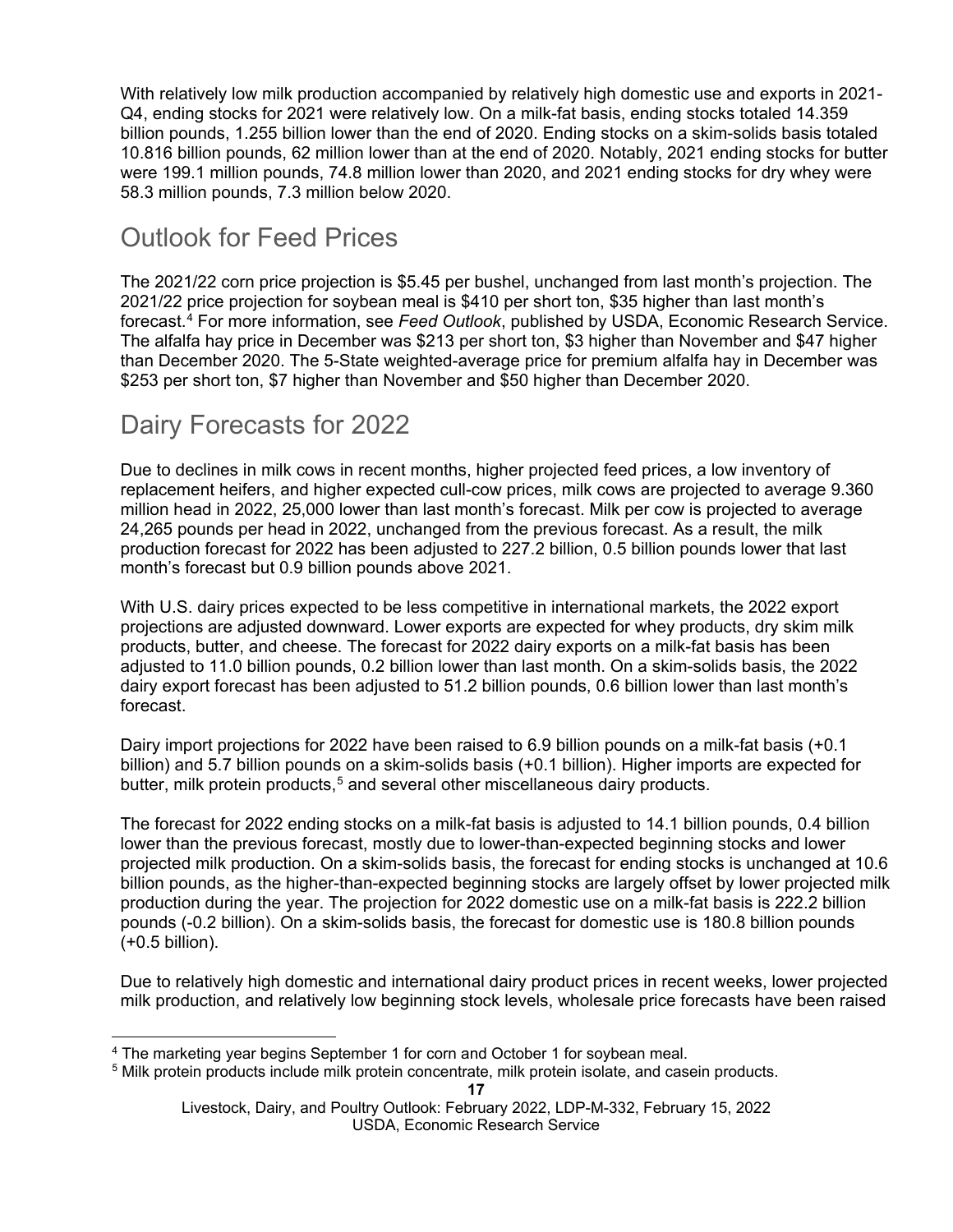With relatively low milk production accompanied by relatively high domestic use and exports in 2021-Q4, ending stocks for 2021 were relatively low. On a milk-fat basis, ending stocks totaled 14.359 billion pounds, 1.255 billion lower than the end of 2020. Ending stocks on a skim-solids basis totaled 10.816 billion pounds, 62 million lower than at the end of 2020. Notably, 2021 ending stocks for butter were 199.1 million pounds, 74.8 million lower than 2020, and 2021 ending stocks for dry whey were 58.3 million pounds, 7.3 million below 2020.

## Outlook for Feed Prices

The 2021/22 corn price projection is $5.45 per bushel, unchanged from last month's projection. The 2021/22 price projection for soybean meal is $410 per short ton, $35 higher than last month's forecast.[4] For more information, see *Feed Outlook*, published by USDA, Economic Research Service. The alfalfa hay price in December was $213 per short ton, $3 higher than November and $47 higher than December 2020. The 5-State weighted-average price for premium alfalfa hay in December was $253 per short ton, $7 higher than November and $50 higher than December 2020.

## Dairy Forecasts for 2022

Due to declines in milk cows in recent months, higher projected feed prices, a low inventory of replacement heifers, and higher expected cull-cow prices, milk cows are projected to average 9.360 million head in 2022, 25,000 lower than last month's forecast. Milk per cow is projected to average 24,265 pounds per head in 2022, unchanged from the previous forecast. As a result, the milk production forecast for 2022 has been adjusted to 227.2 billion, 0.5 billion pounds lower that last month's forecast but 0.9 billion pounds above 2021.

With U.S. dairy prices expected to be less competitive in international markets, the 2022 export projections are adjusted downward. Lower exports are expected for whey products, dry skim milk products, butter, and cheese. The forecast for 2022 dairy exports on a milk-fat basis has been adjusted to 11.0 billion pounds, 0.2 billion lower than last month. On a skim-solids basis, the 2022 dairy export forecast has been adjusted to 51.2 billion pounds, 0.6 billion lower than last month's forecast.

Dairy import projections for 2022 have been raised to 6.9 billion pounds on a milk-fat basis (+0.1 billion) and 5.7 billion pounds on a skim-solids basis (+0.1 billion). Higher imports are expected for butter, milk protein products,[5] and several other miscellaneous dairy products.

The forecast for 2022 ending stocks on a milk-fat basis is adjusted to 14.1 billion pounds, 0.4 billion lower than the previous forecast, mostly due to lower-than-expected beginning stocks and lower projected milk production. On a skim-solids basis, the forecast for ending stocks is unchanged at 10.6 billion pounds, as the higher-than-expected beginning stocks are largely offset by lower projected milk production during the year. The projection for 2022 domestic use on a milk-fat basis is 222.2 billion pounds (-0.2 billion). On a skim-solids basis, the forecast for domestic use is 180.8 billion pounds (+0.5 billion).

Due to relatively high domestic and international dairy product prices in recent weeks, lower projected milk production, and relatively low beginning stock levels, wholesale price forecasts have been raised

[4] The marketing year begins September 1 for corn and October 1 for soybean meal.
[5] Milk protein products include milk protein concentrate, milk protein isolate, and casein products.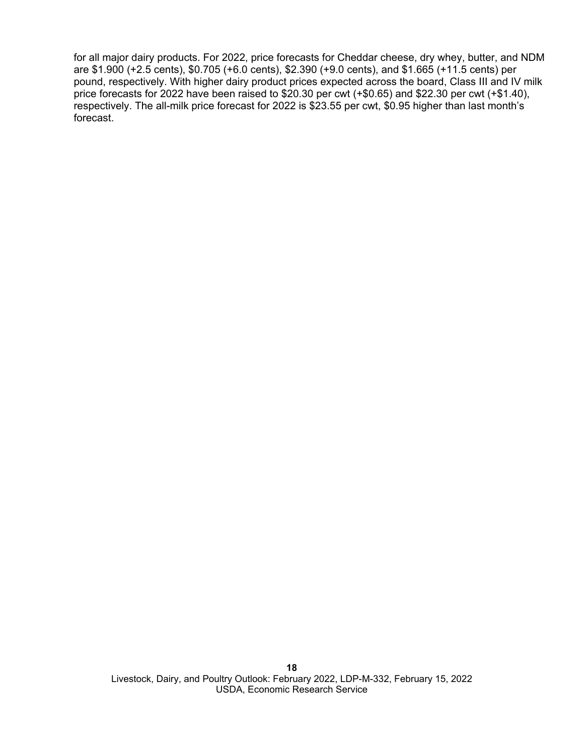for all major dairy products. For 2022, price forecasts for Cheddar cheese, dry whey, butter, and NDM are $1.900 (+2.5 cents), $0.705 (+6.0 cents), $2.390 (+9.0 cents), and $1.665 (+11.5 cents) per pound, respectively. With higher dairy product prices expected across the board, Class III and IV milk price forecasts for 2022 have been raised to $20.30 per cwt (+$0.65) and $22.30 per cwt (+$1.40), respectively. The all-milk price forecast for 2022 is $23.55 per cwt, $0.95 higher than last month's forecast.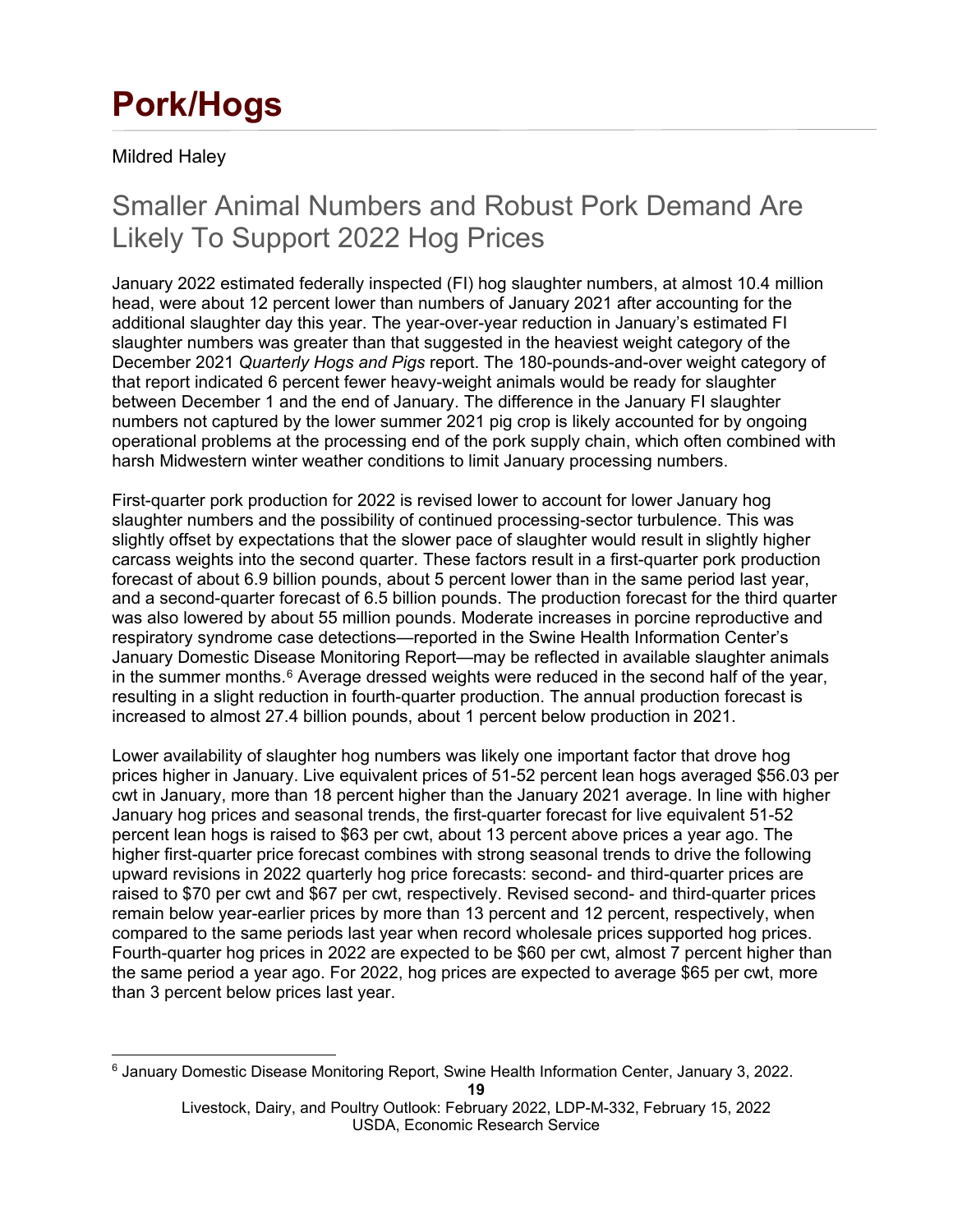# Pork/Hogs

Mildred Haley

## Smaller Animal Numbers and Robust Pork Demand Are Likely To Support 2022 Hog Prices

January 2022 estimated federally inspected (FI) hog slaughter numbers, at almost 10.4 million head, were about 12 percent lower than numbers of January 2021 after accounting for the additional slaughter day this year. The year-over-year reduction in January's estimated FI slaughter numbers was greater than that suggested in the heaviest weight category of the December 2021 *Quarterly Hogs and Pigs* report. The 180-pounds-and-over weight category of that report indicated 6 percent fewer heavy-weight animals would be ready for slaughter between December 1 and the end of January. The difference in the January FI slaughter numbers not captured by the lower summer 2021 pig crop is likely accounted for by ongoing operational problems at the processing end of the pork supply chain, which often combined with harsh Midwestern winter weather conditions to limit January processing numbers.

First-quarter pork production for 2022 is revised lower to account for lower January hog slaughter numbers and the possibility of continued processing-sector turbulence. This was slightly offset by expectations that the slower pace of slaughter would result in slightly higher carcass weights into the second quarter. These factors result in a first-quarter pork production forecast of about 6.9 billion pounds, about 5 percent lower than in the same period last year, and a second-quarter forecast of 6.5 billion pounds. The production forecast for the third quarter was also lowered by about 55 million pounds. Moderate increases in porcine reproductive and respiratory syndrome case detections—reported in the Swine Health Information Center's January Domestic Disease Monitoring Report—may be reflected in available slaughter animals in the summer months.[6] Average dressed weights were reduced in the second half of the year, resulting in a slight reduction in fourth-quarter production. The annual production forecast is increased to almost 27.4 billion pounds, about 1 percent below production in 2021.

Lower availability of slaughter hog numbers was likely one important factor that drove hog prices higher in January. Live equivalent prices of 51-52 percent lean hogs averaged $56.03 per cwt in January, more than 18 percent higher than the January 2021 average. In line with higher January hog prices and seasonal trends, the first-quarter forecast for live equivalent 51-52 percent lean hogs is raised to $63 per cwt, about 13 percent above prices a year ago. The higher first-quarter price forecast combines with strong seasonal trends to drive the following upward revisions in 2022 quarterly hog price forecasts: second- and third-quarter prices are raised to $70 per cwt and $67 per cwt, respectively. Revised second- and third-quarter prices remain below year-earlier prices by more than 13 percent and 12 percent, respectively, when compared to the same periods last year when record wholesale prices supported hog prices. Fourth-quarter hog prices in 2022 are expected to be $60 per cwt, almost 7 percent higher than the same period a year ago. For 2022, hog prices are expected to average $65 per cwt, more than 3 percent below prices last year.

[6] January Domestic Disease Monitoring Report, Swine Health Information Center, January 3, 2022.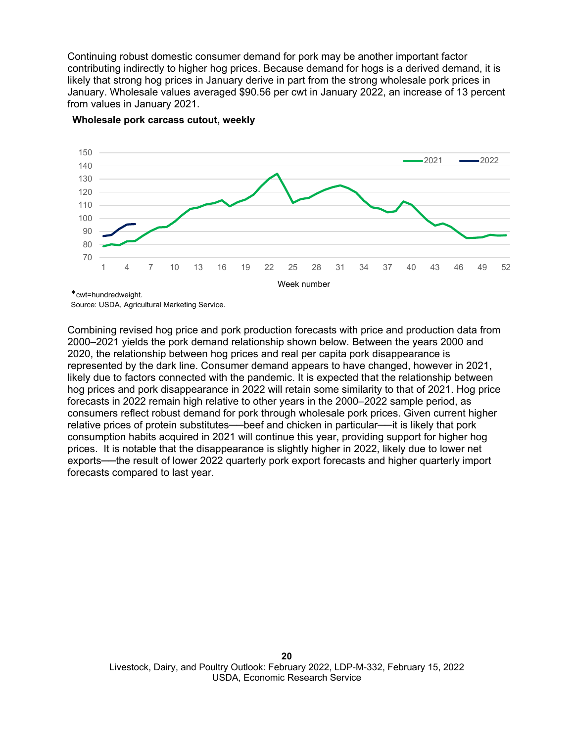Continuing robust domestic consumer demand for pork may be another important factor contributing indirectly to higher hog prices. Because demand for hogs is a derived demand, it is likely that strong hog prices in January derive in part from the strong wholesale pork prices in January. Wholesale values averaged $90.56 per cwt in January 2022, an increase of 13 percent from values in January 2021.

**Wholesale pork carcass cutout, weekly**

*cwt=hundredweight.
Source: USDA, Agricultural Marketing Service.

Combining revised hog price and pork production forecasts with price and production data from 2000–2021 yields the pork demand relationship shown below. Between the years 2000 and 2020, the relationship between hog prices and real per capita pork disappearance is represented by the dark line. Consumer demand appears to have changed, however in 2021, likely due to factors connected with the pandemic. It is expected that the relationship between hog prices and pork disappearance in 2022 will retain some similarity to that of 2021. Hog price forecasts in 2022 remain high relative to other years in the 2000–2022 sample period, as consumers reflect robust demand for pork through wholesale pork prices. Given current higher relative prices of protein substitutes—beef and chicken in particular—it is likely that pork consumption habits acquired in 2021 will continue this year, providing support for higher hog prices. It is notable that the disappearance is slightly higher in 2022, likely due to lower net exports—the result of lower 2022 quarterly pork export forecasts and higher quarterly import forecasts compared to last year.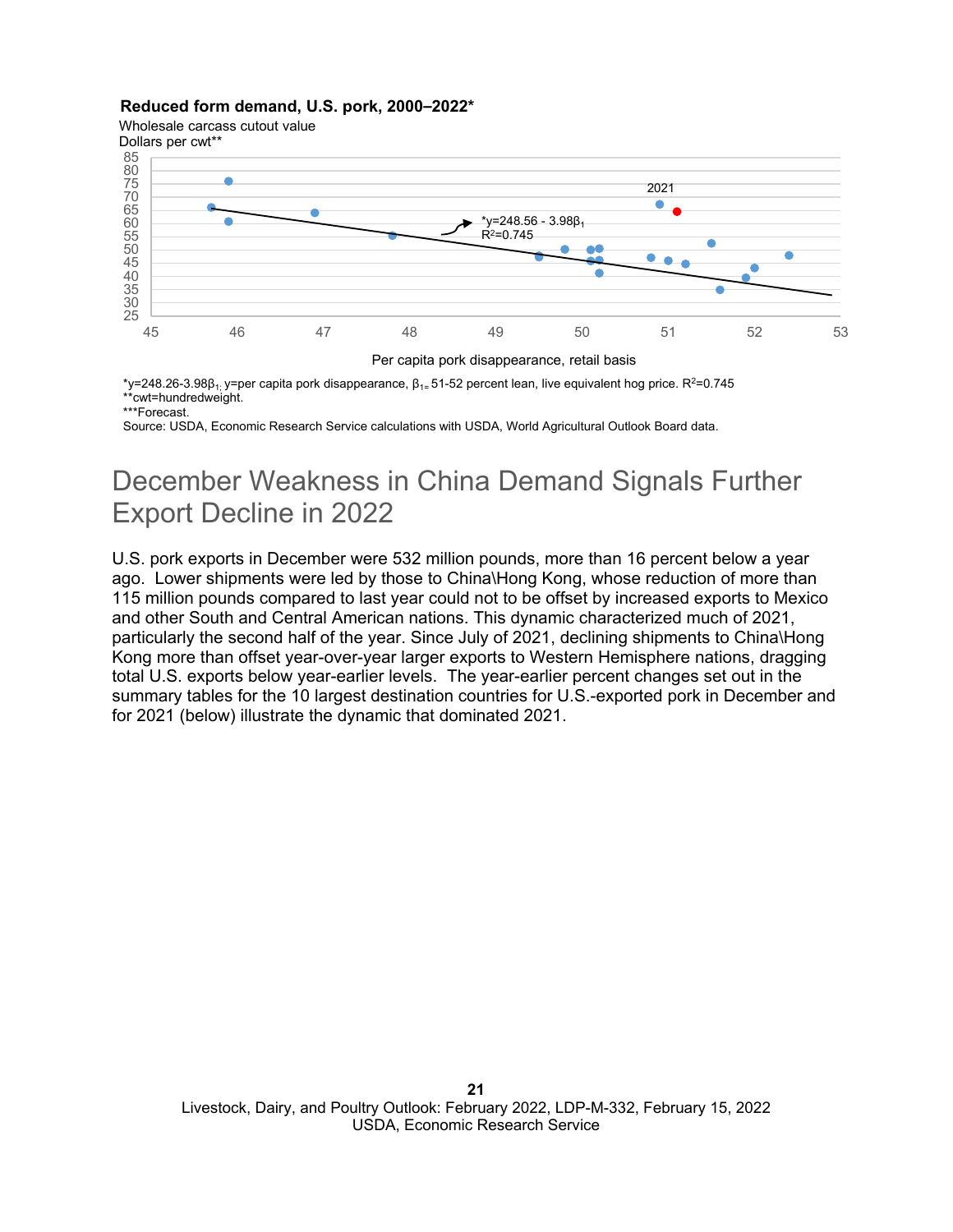**Reduced form demand, U.S. pork, 2000–2022***

Wholesale carcass cutout value
Dollars per cwt**

*$y$=248.26-3.98$\beta_1$; $y$=per capita pork disappearance, $\beta_1$= 51-52 percent lean, live equivalent hog price. $R^2$=0.745
**cwt=hundredweight.
***Forecast.
Source: USDA, Economic Research Service calculations with USDA, World Agricultural Outlook Board data.

# December Weakness in China Demand Signals Further Export Decline in 2022

U.S. pork exports in December were 532 million pounds, more than 16 percent below a year ago. Lower shipments were led by those to China\Hong Kong, whose reduction of more than 115 million pounds compared to last year could not to be offset by increased exports to Mexico and other South and Central American nations. This dynamic characterized much of 2021, particularly the second half of the year. Since July of 2021, declining shipments to China\Hong Kong more than offset year-over-year larger exports to Western Hemisphere nations, dragging total U.S. exports below year-earlier levels. The year-earlier percent changes set out in the summary tables for the 10 largest destination countries for U.S.-exported pork in December and for 2021 (below) illustrate the dynamic that dominated 2021.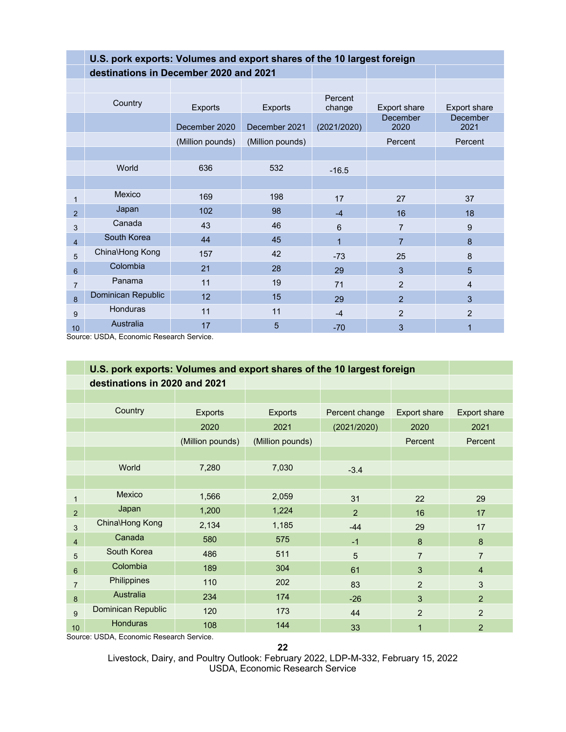**U.S. pork exports: Volumes and export shares of the 10 largest foreign destinations in December 2020 and 2021**

| | Country | Exports December 2020 (Million pounds) | Exports December 2021 (Million pounds) | Percent change (2021/2020) | Export share December 2020 Percent | Export share December 2021 Percent |
|---|---|---|---|---|---|---|
| | World | 636 | 532 | -16.5 | | |
| 1 | Mexico | 169 | 198 | 17 | 27 | 37 |
| 2 | Japan | 102 | 98 | -4 | 16 | 18 |
| 3 | Canada | 43 | 46 | 6 | 7 | 9 |
| 4 | South Korea | 44 | 45 | 1 | 7 | 8 |
| 5 | China\Hong Kong | 157 | 42 | -73 | 25 | 8 |
| 6 | Colombia | 21 | 28 | 29 | 3 | 5 |
| 7 | Panama | 11 | 19 | 71 | 2 | 4 |
| 8 | Dominican Republic | 12 | 15 | 29 | 2 | 3 |
| 9 | Honduras | 11 | 11 | -4 | 2 | 2 |
| 10 | Australia | 17 | 5 | -70 | 3 | 1 |

Source: USDA, Economic Research Service.

**U.S. pork exports: Volumes and export shares of the 10 largest foreign destinations in 2020 and 2021**

| | Country | Exports 2020 (Million pounds) | Exports 2021 (Million pounds) | Percent change (2021/2020) | Export share 2020 Percent | Export share 2021 Percent |
|---|---|---|---|---|---|---|
| | World | 7,280 | 7,030 | -3.4 | | |
| 1 | Mexico | 1,566 | 2,059 | 31 | 22 | 29 |
| 2 | Japan | 1,200 | 1,224 | 2 | 16 | 17 |
| 3 | China\Hong Kong | 2,134 | 1,185 | -44 | 29 | 17 |
| 4 | Canada | 580 | 575 | -1 | 8 | 8 |
| 5 | South Korea | 486 | 511 | 5 | 7 | 7 |
| 6 | Colombia | 189 | 304 | 61 | 3 | 4 |
| 7 | Philippines | 110 | 202 | 83 | 2 | 3 |
| 8 | Australia | 234 | 174 | -26 | 3 | 2 |
| 9 | Dominican Republic | 120 | 173 | 44 | 2 | 2 |
| 10 | Honduras | 108 | 144 | 33 | 1 | 2 |

Source: USDA, Economic Research Service.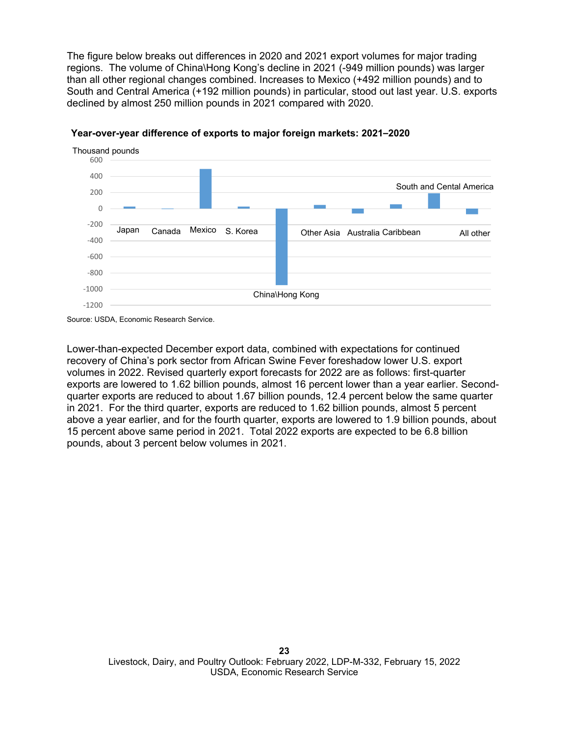The figure below breaks out differences in 2020 and 2021 export volumes for major trading regions. The volume of China\Hong Kong's decline in 2021 (-949 million pounds) was larger than all other regional changes combined. Increases to Mexico (+492 million pounds) and to South and Central America (+192 million pounds) in particular, stood out last year. U.S. exports declined by almost 250 million pounds in 2021 compared with 2020.

**Year-over-year difference of exports to major foreign markets: 2021–2020**

Source: USDA, Economic Research Service.

Lower-than-expected December export data, combined with expectations for continued recovery of China's pork sector from African Swine Fever foreshadow lower U.S. export volumes in 2022. Revised quarterly export forecasts for 2022 are as follows: first-quarter exports are lowered to 1.62 billion pounds, almost 16 percent lower than a year earlier. Second-quarter exports are reduced to about 1.67 billion pounds, 12.4 percent below the same quarter in 2021. For the third quarter, exports are reduced to 1.62 billion pounds, almost 5 percent above a year earlier, and for the fourth quarter, exports are lowered to 1.9 billion pounds, about 15 percent above same period in 2021. Total 2022 exports are expected to be 6.8 billion pounds, about 3 percent below volumes in 2021.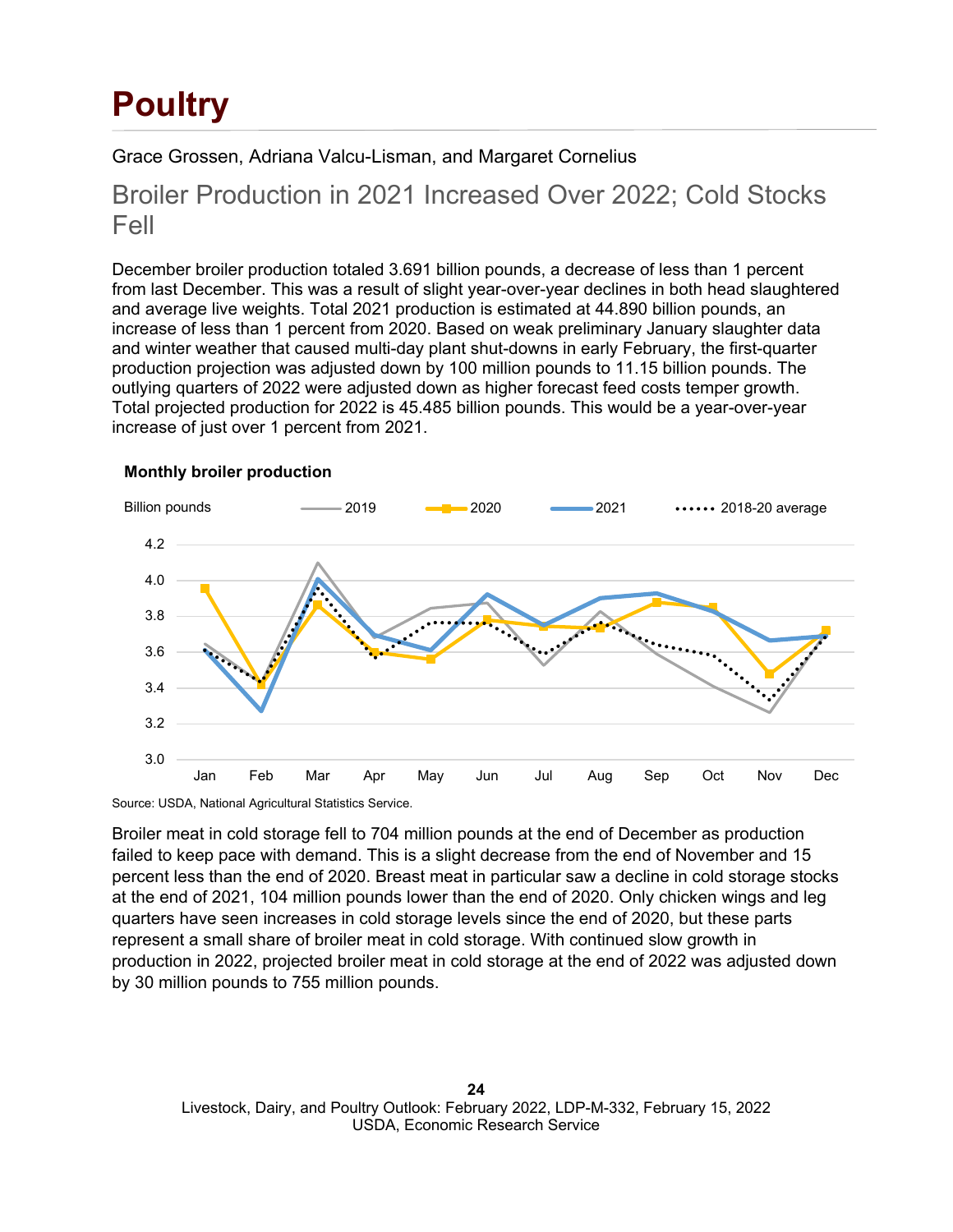# Poultry

Grace Grossen, Adriana Valcu-Lisman, and Margaret Cornelius

## Broiler Production in 2021 Increased Over 2022; Cold Stocks Fell

December broiler production totaled 3.691 billion pounds, a decrease of less than 1 percent from last December. This was a result of slight year-over-year declines in both head slaughtered and average live weights. Total 2021 production is estimated at 44.890 billion pounds, an increase of less than 1 percent from 2020. Based on weak preliminary January slaughter data and winter weather that caused multi-day plant shut-downs in early February, the first-quarter production projection was adjusted down by 100 million pounds to 11.15 billion pounds. The outlying quarters of 2022 were adjusted down as higher forecast feed costs temper growth. Total projected production for 2022 is 45.485 billion pounds. This would be a year-over-year increase of just over 1 percent from 2021.

**Monthly broiler production**

Billion pounds — 2019, 2020, 2021, 2018-20 average

Source: USDA, National Agricultural Statistics Service.

Broiler meat in cold storage fell to 704 million pounds at the end of December as production failed to keep pace with demand. This is a slight decrease from the end of November and 15 percent less than the end of 2020. Breast meat in particular saw a decline in cold storage stocks at the end of 2021, 104 million pounds lower than the end of 2020. Only chicken wings and leg quarters have seen increases in cold storage levels since the end of 2020, but these parts represent a small share of broiler meat in cold storage. With continued slow growth in production in 2022, projected broiler meat in cold storage at the end of 2022 was adjusted down by 30 million pounds to 755 million pounds.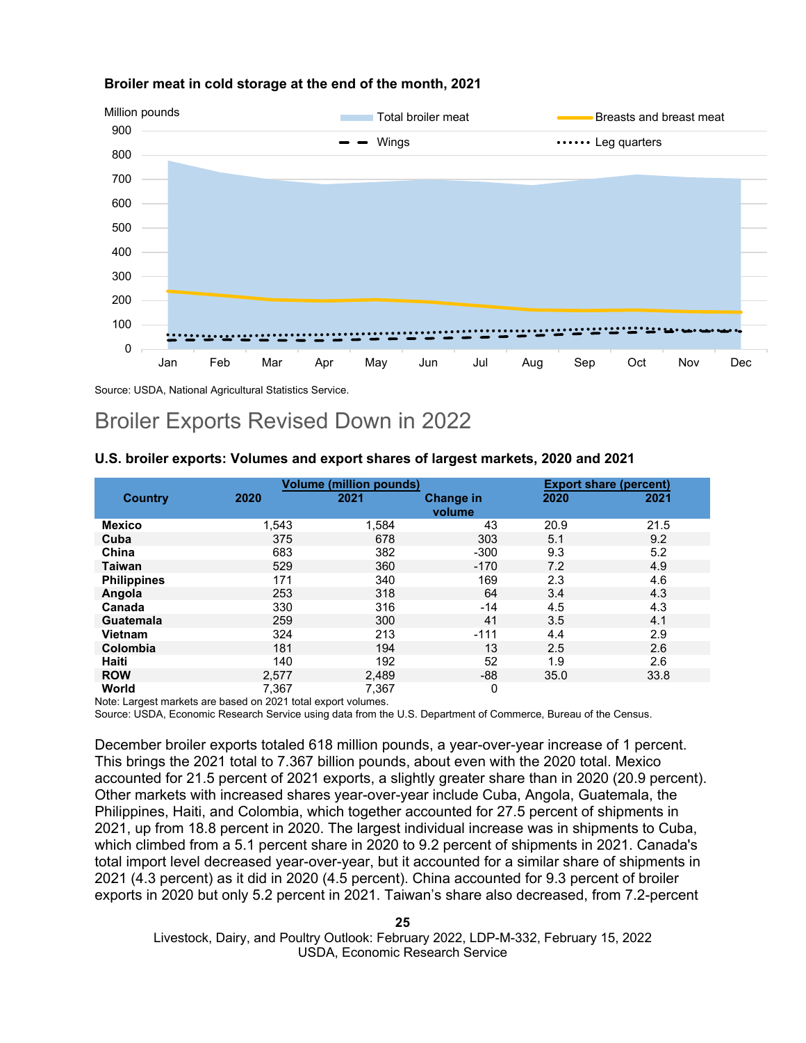**Broiler meat in cold storage at the end of the month, 2021**

Source: USDA, National Agricultural Statistics Service.

## Broiler Exports Revised Down in 2022

**U.S. broiler exports: Volumes and export shares of largest markets, 2020 and 2021**

| Country | Volume (million pounds) | | | Export share (percent) | |
|---|---|---|---|---|---|
| | 2020 | 2021 | Change in volume | 2020 | 2021 |
| **Mexico** | 1,543 | 1,584 | 43 | 20.9 | 21.5 |
| **Cuba** | 375 | 678 | 303 | 5.1 | 9.2 |
| **China** | 683 | 382 | -300 | 9.3 | 5.2 |
| **Taiwan** | 529 | 360 | -170 | 7.2 | 4.9 |
| **Philippines** | 171 | 340 | 169 | 2.3 | 4.6 |
| **Angola** | 253 | 318 | 64 | 3.4 | 4.3 |
| **Canada** | 330 | 316 | -14 | 4.5 | 4.3 |
| **Guatemala** | 259 | 300 | 41 | 3.5 | 4.1 |
| **Vietnam** | 324 | 213 | -111 | 4.4 | 2.9 |
| **Colombia** | 181 | 194 | 13 | 2.5 | 2.6 |
| **Haiti** | 140 | 192 | 52 | 1.9 | 2.6 |
| **ROW** | 2,577 | 2,489 | -88 | 35.0 | 33.8 |
| **World** | 7,367 | 7,367 | 0 | | |

Note: Largest markets are based on 2021 total export volumes.
Source: USDA, Economic Research Service using data from the U.S. Department of Commerce, Bureau of the Census.

December broiler exports totaled 618 million pounds, a year-over-year increase of 1 percent. This brings the 2021 total to 7.367 billion pounds, about even with the 2020 total. Mexico accounted for 21.5 percent of 2021 exports, a slightly greater share than in 2020 (20.9 percent). Other markets with increased shares year-over-year include Cuba, Angola, Guatemala, the Philippines, Haiti, and Colombia, which together accounted for 27.5 percent of shipments in 2021, up from 18.8 percent in 2020. The largest individual increase was in shipments to Cuba, which climbed from a 5.1 percent share in 2020 to 9.2 percent of shipments in 2021. Canada's total import level decreased year-over-year, but it accounted for a similar share of shipments in 2021 (4.3 percent) as it did in 2020 (4.5 percent). China accounted for 9.3 percent of broiler exports in 2020 but only 5.2 percent in 2021. Taiwan's share also decreased, from 7.2-percent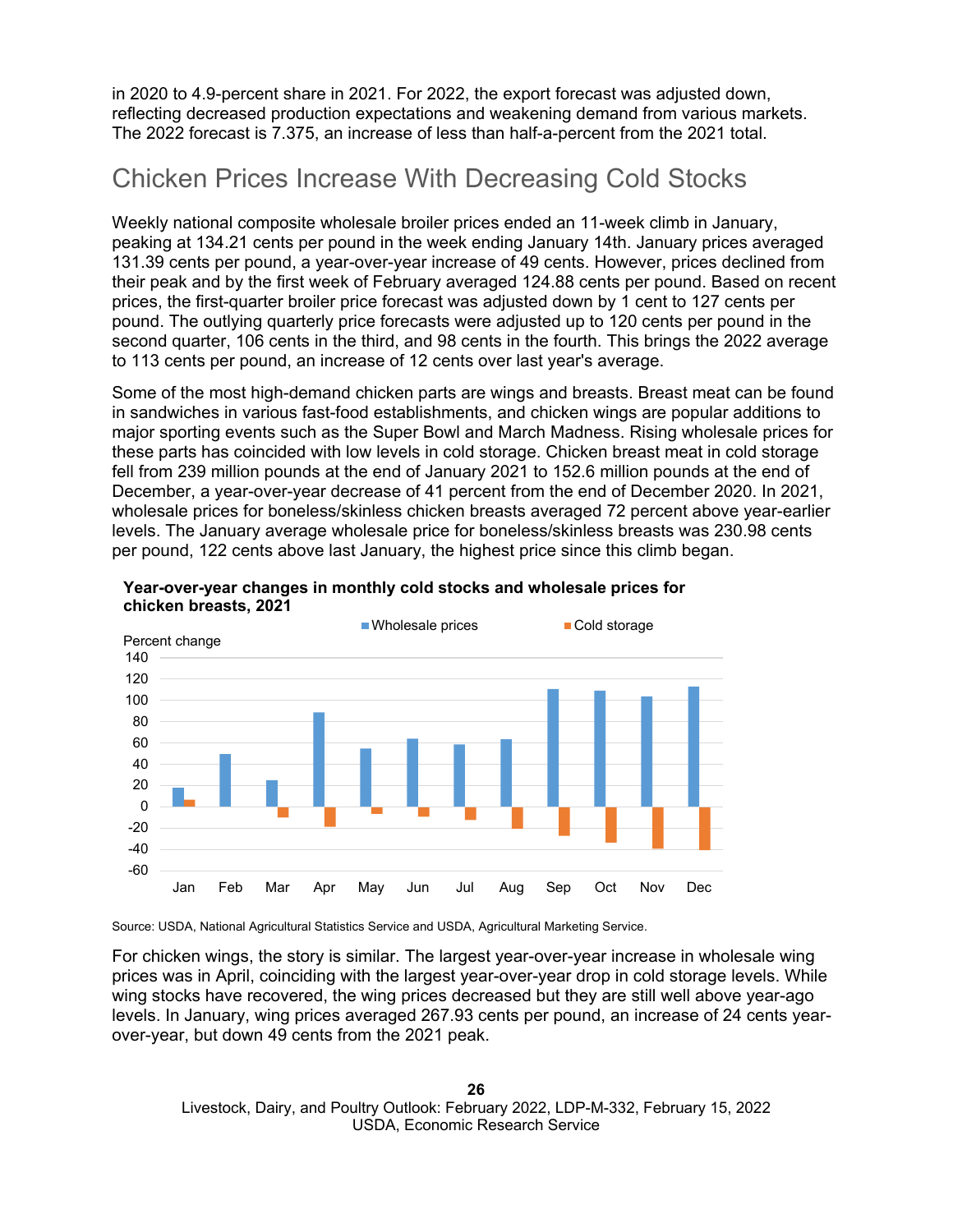in 2020 to 4.9-percent share in 2021. For 2022, the export forecast was adjusted down, reflecting decreased production expectations and weakening demand from various markets. The 2022 forecast is 7.375, an increase of less than half-a-percent from the 2021 total.

## Chicken Prices Increase With Decreasing Cold Stocks

Weekly national composite wholesale broiler prices ended an 11-week climb in January, peaking at 134.21 cents per pound in the week ending January 14th. January prices averaged 131.39 cents per pound, a year-over-year increase of 49 cents. However, prices declined from their peak and by the first week of February averaged 124.88 cents per pound. Based on recent prices, the first-quarter broiler price forecast was adjusted down by 1 cent to 127 cents per pound. The outlying quarterly price forecasts were adjusted up to 120 cents per pound in the second quarter, 106 cents in the third, and 98 cents in the fourth. This brings the 2022 average to 113 cents per pound, an increase of 12 cents over last year's average.

Some of the most high-demand chicken parts are wings and breasts. Breast meat can be found in sandwiches in various fast-food establishments, and chicken wings are popular additions to major sporting events such as the Super Bowl and March Madness. Rising wholesale prices for these parts has coincided with low levels in cold storage. Chicken breast meat in cold storage fell from 239 million pounds at the end of January 2021 to 152.6 million pounds at the end of December, a year-over-year decrease of 41 percent from the end of December 2020. In 2021, wholesale prices for boneless/skinless chicken breasts averaged 72 percent above year-earlier levels. The January average wholesale price for boneless/skinless breasts was 230.98 cents per pound, 122 cents above last January, the highest price since this climb began.

**Year-over-year changes in monthly cold stocks and wholesale prices for chicken breasts, 2021**

Source: USDA, National Agricultural Statistics Service and USDA, Agricultural Marketing Service.

For chicken wings, the story is similar. The largest year-over-year increase in wholesale wing prices was in April, coinciding with the largest year-over-year drop in cold storage levels. While wing stocks have recovered, the wing prices decreased but they are still well above year-ago levels. In January, wing prices averaged 267.93 cents per pound, an increase of 24 cents year-over-year, but down 49 cents from the 2021 peak.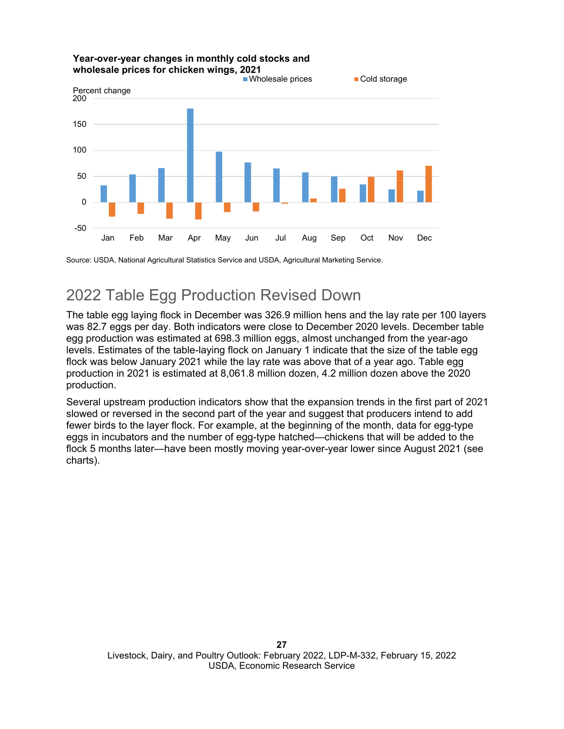**Year-over-year changes in monthly cold stocks and wholesale prices for chicken wings, 2021**

Source: USDA, National Agricultural Statistics Service and USDA, Agricultural Marketing Service.

## 2022 Table Egg Production Revised Down

The table egg laying flock in December was 326.9 million hens and the lay rate per 100 layers was 82.7 eggs per day. Both indicators were close to December 2020 levels. December table egg production was estimated at 698.3 million eggs, almost unchanged from the year-ago levels. Estimates of the table-laying flock on January 1 indicate that the size of the table egg flock was below January 2021 while the lay rate was above that of a year ago. Table egg production in 2021 is estimated at 8,061.8 million dozen, 4.2 million dozen above the 2020 production.

Several upstream production indicators show that the expansion trends in the first part of 2021 slowed or reversed in the second part of the year and suggest that producers intend to add fewer birds to the layer flock. For example, at the beginning of the month, data for egg-type eggs in incubators and the number of egg-type hatched—chickens that will be added to the flock 5 months later—have been mostly moving year-over-year lower since August 2021 (see charts).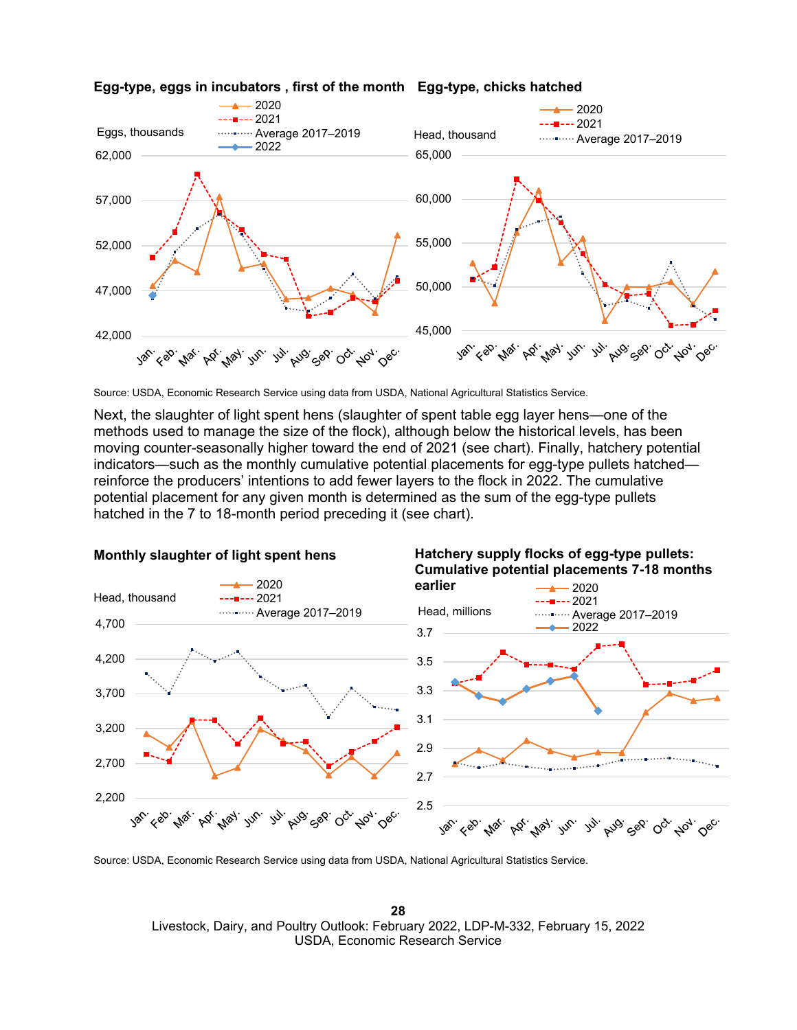**Egg-type, eggs in incubators , first of the month**

**Egg-type, chicks hatched**

Source: USDA, Economic Research Service using data from USDA, National Agricultural Statistics Service.

Next, the slaughter of light spent hens (slaughter of spent table egg layer hens—one of the methods used to manage the size of the flock), although below the historical levels, has been moving counter-seasonally higher toward the end of 2021 (see chart). Finally, hatchery potential indicators—such as the monthly cumulative potential placements for egg-type pullets hatched—reinforce the producers' intentions to add fewer layers to the flock in 2022. The cumulative potential placement for any given month is determined as the sum of the egg-type pullets hatched in the 7 to 18-month period preceding it (see chart).

**Monthly slaughter of light spent hens**

**Hatchery supply flocks of egg-type pullets: Cumulative potential placements 7-18 months earlier**

Source: USDA, Economic Research Service using data from USDA, National Agricultural Statistics Service.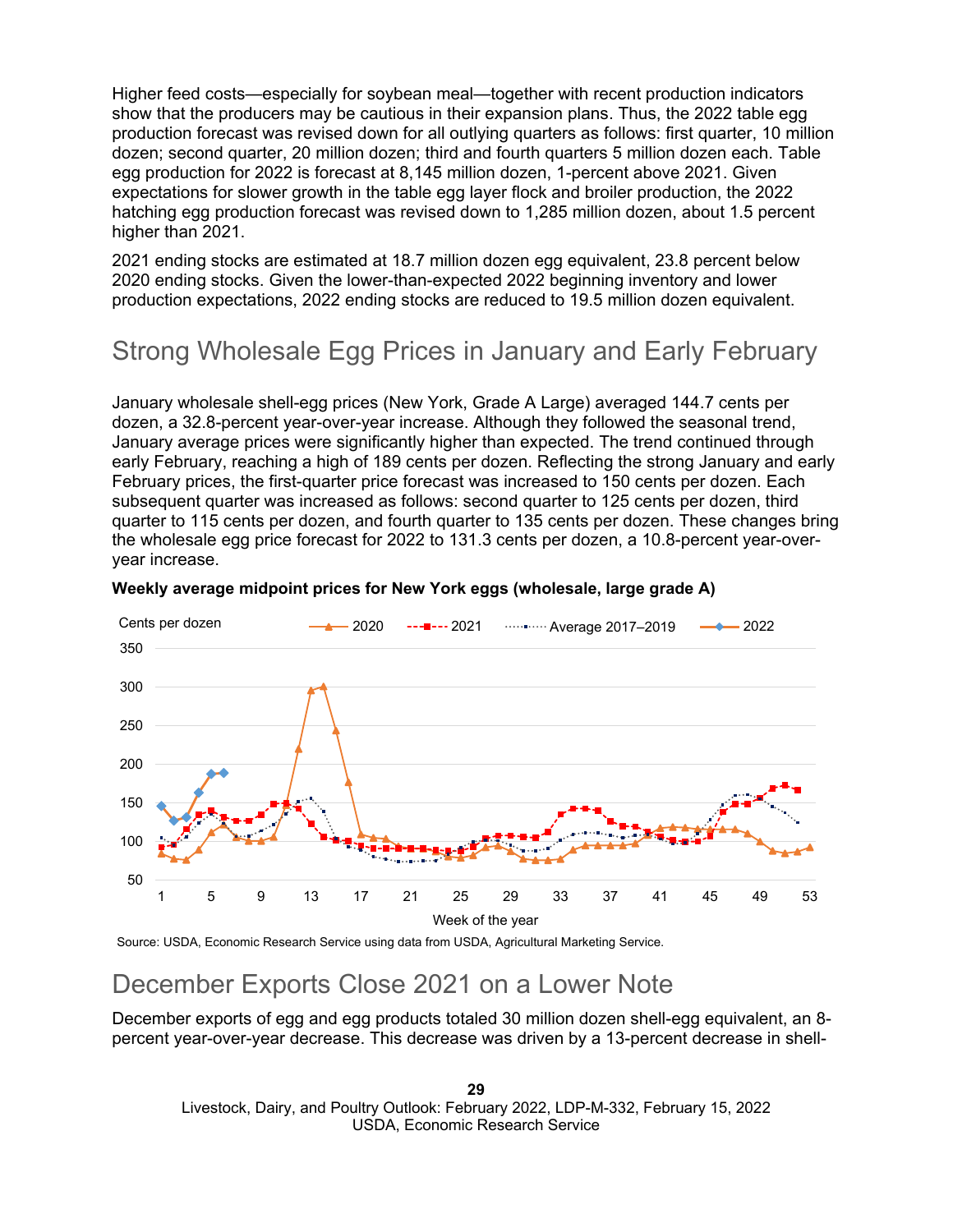Higher feed costs—especially for soybean meal—together with recent production indicators show that the producers may be cautious in their expansion plans. Thus, the 2022 table egg production forecast was revised down for all outlying quarters as follows: first quarter, 10 million dozen; second quarter, 20 million dozen; third and fourth quarters 5 million dozen each. Table egg production for 2022 is forecast at 8,145 million dozen, 1-percent above 2021. Given expectations for slower growth in the table egg layer flock and broiler production, the 2022 hatching egg production forecast was revised down to 1,285 million dozen, about 1.5 percent higher than 2021.

2021 ending stocks are estimated at 18.7 million dozen egg equivalent, 23.8 percent below 2020 ending stocks. Given the lower-than-expected 2022 beginning inventory and lower production expectations, 2022 ending stocks are reduced to 19.5 million dozen equivalent.

## Strong Wholesale Egg Prices in January and Early February

January wholesale shell-egg prices (New York, Grade A Large) averaged 144.7 cents per dozen, a 32.8-percent year-over-year increase. Although they followed the seasonal trend, January average prices were significantly higher than expected. The trend continued through early February, reaching a high of 189 cents per dozen. Reflecting the strong January and early February prices, the first-quarter price forecast was increased to 150 cents per dozen. Each subsequent quarter was increased as follows: second quarter to 125 cents per dozen, third quarter to 115 cents per dozen, and fourth quarter to 135 cents per dozen. These changes bring the wholesale egg price forecast for 2022 to 131.3 cents per dozen, a 10.8-percent year-over-year increase.

**Weekly average midpoint prices for New York eggs (wholesale, large grade A)**

Source: USDA, Economic Research Service using data from USDA, Agricultural Marketing Service.

## December Exports Close 2021 on a Lower Note

December exports of egg and egg products totaled 30 million dozen shell-egg equivalent, an 8-percent year-over-year decrease. This decrease was driven by a 13-percent decrease in shell-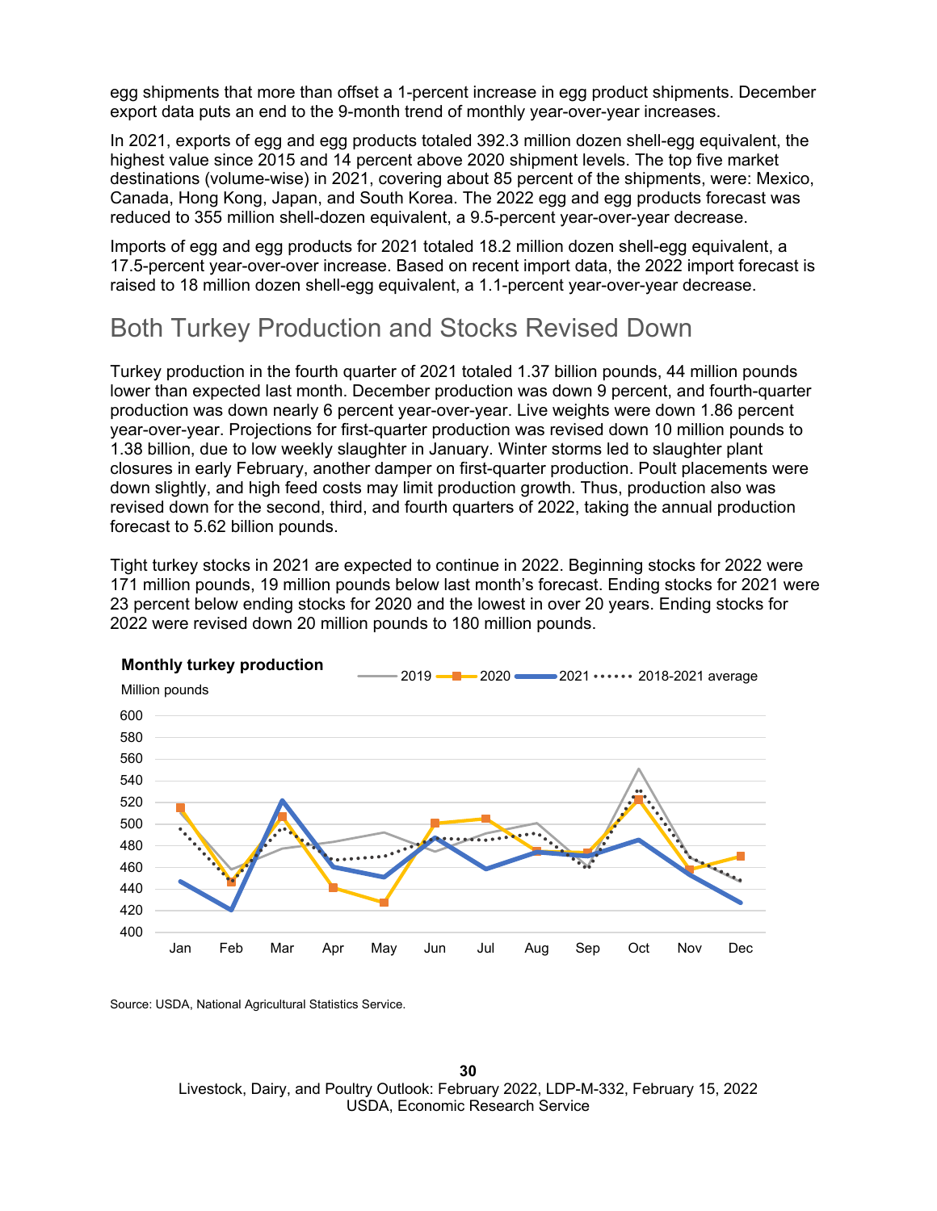egg shipments that more than offset a 1-percent increase in egg product shipments. December export data puts an end to the 9-month trend of monthly year-over-year increases.

In 2021, exports of egg and egg products totaled 392.3 million dozen shell-egg equivalent, the highest value since 2015 and 14 percent above 2020 shipment levels. The top five market destinations (volume-wise) in 2021, covering about 85 percent of the shipments, were: Mexico, Canada, Hong Kong, Japan, and South Korea. The 2022 egg and egg products forecast was reduced to 355 million shell-dozen equivalent, a 9.5-percent year-over-year decrease.

Imports of egg and egg products for 2021 totaled 18.2 million dozen shell-egg equivalent, a 17.5-percent year-over-over increase. Based on recent import data, the 2022 import forecast is raised to 18 million dozen shell-egg equivalent, a 1.1-percent year-over-year decrease.

## Both Turkey Production and Stocks Revised Down

Turkey production in the fourth quarter of 2021 totaled 1.37 billion pounds, 44 million pounds lower than expected last month. December production was down 9 percent, and fourth-quarter production was down nearly 6 percent year-over-year. Live weights were down 1.86 percent year-over-year. Projections for first-quarter production was revised down 10 million pounds to 1.38 billion, due to low weekly slaughter in January. Winter storms led to slaughter plant closures in early February, another damper on first-quarter production. Poult placements were down slightly, and high feed costs may limit production growth. Thus, production also was revised down for the second, third, and fourth quarters of 2022, taking the annual production forecast to 5.62 billion pounds.

Tight turkey stocks in 2021 are expected to continue in 2022. Beginning stocks for 2022 were 171 million pounds, 19 million pounds below last month's forecast. Ending stocks for 2021 were 23 percent below ending stocks for 2020 and the lowest in over 20 years. Ending stocks for 2022 were revised down 20 million pounds to 180 million pounds.

**Monthly turkey production**

Million pounds

Legend: 2019, 2020, 2021, 2018-2021 average

Source: USDA, National Agricultural Statistics Service.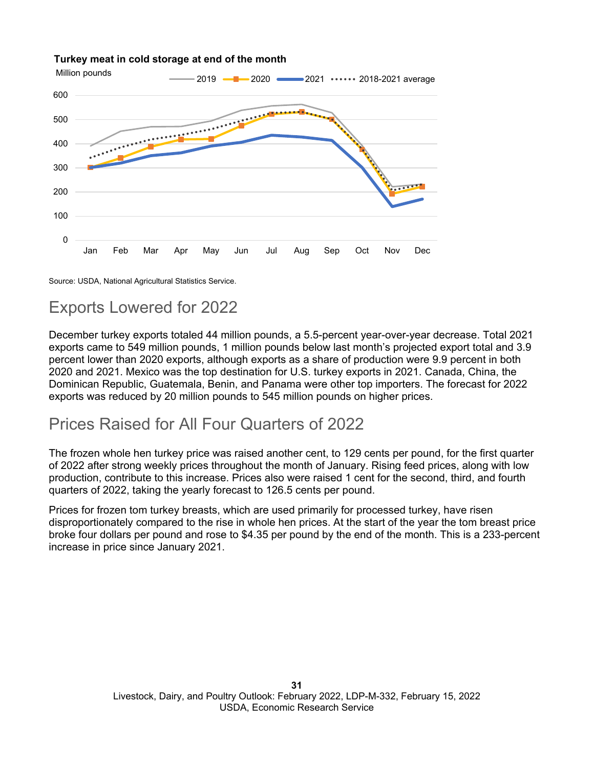**Turkey meat in cold storage at end of the month**

Source: USDA, National Agricultural Statistics Service.

## Exports Lowered for 2022

December turkey exports totaled 44 million pounds, a 5.5-percent year-over-year decrease. Total 2021 exports came to 549 million pounds, 1 million pounds below last month's projected export total and 3.9 percent lower than 2020 exports, although exports as a share of production were 9.9 percent in both 2020 and 2021. Mexico was the top destination for U.S. turkey exports in 2021. Canada, China, the Dominican Republic, Guatemala, Benin, and Panama were other top importers. The forecast for 2022 exports was reduced by 20 million pounds to 545 million pounds on higher prices.

## Prices Raised for All Four Quarters of 2022

The frozen whole hen turkey price was raised another cent, to 129 cents per pound, for the first quarter of 2022 after strong weekly prices throughout the month of January. Rising feed prices, along with low production, contribute to this increase. Prices also were raised 1 cent for the second, third, and fourth quarters of 2022, taking the yearly forecast to 126.5 cents per pound.

Prices for frozen tom turkey breasts, which are used primarily for processed turkey, have risen disproportionately compared to the rise in whole hen prices. At the start of the year the tom breast price broke four dollars per pound and rose to $4.35 per pound by the end of the month. This is a 233-percent increase in price since January 2021.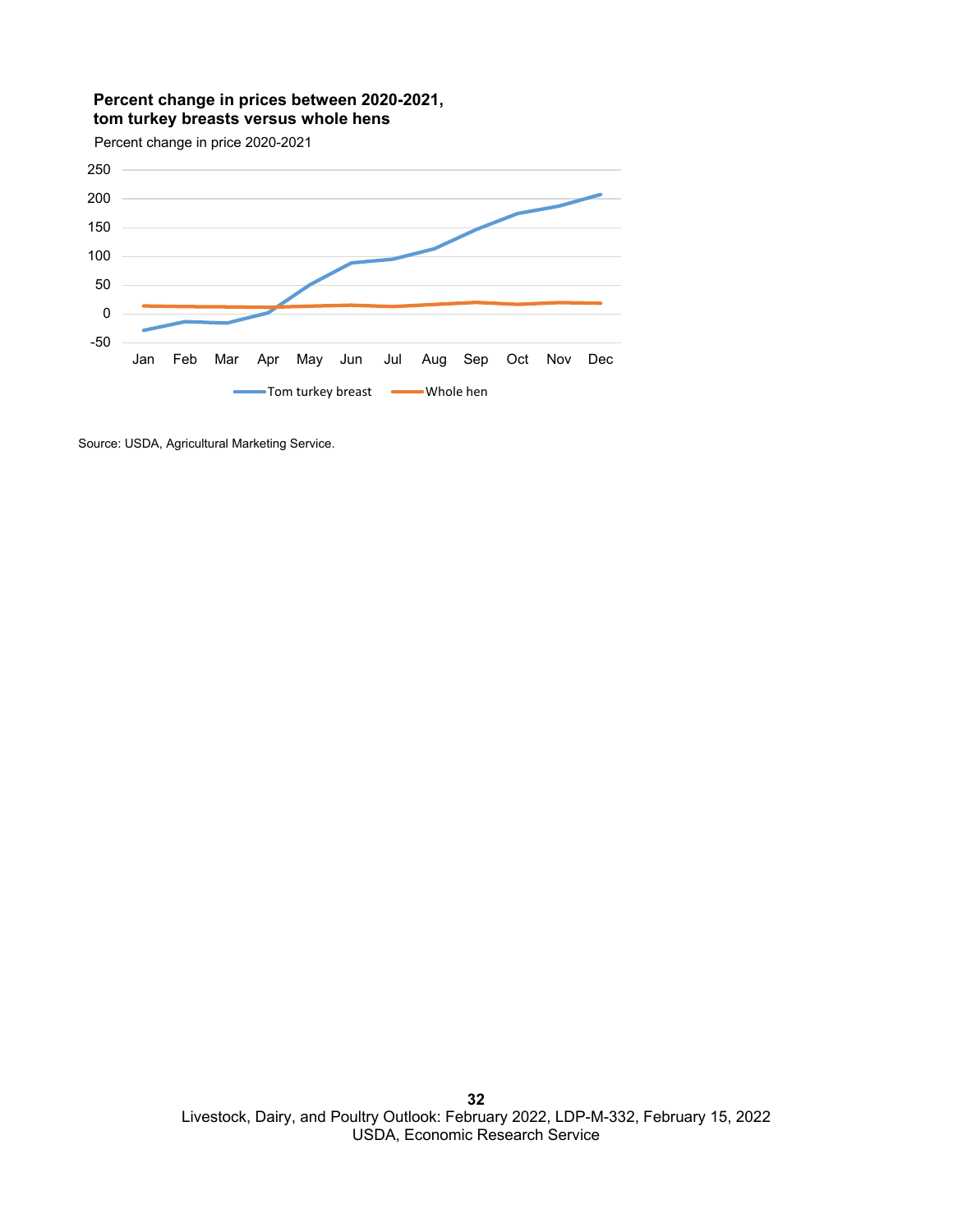**Percent change in prices between 2020-2021, tom turkey breasts versus whole hens**

Percent change in price 2020-2021

Source: USDA, Agricultural Marketing Service.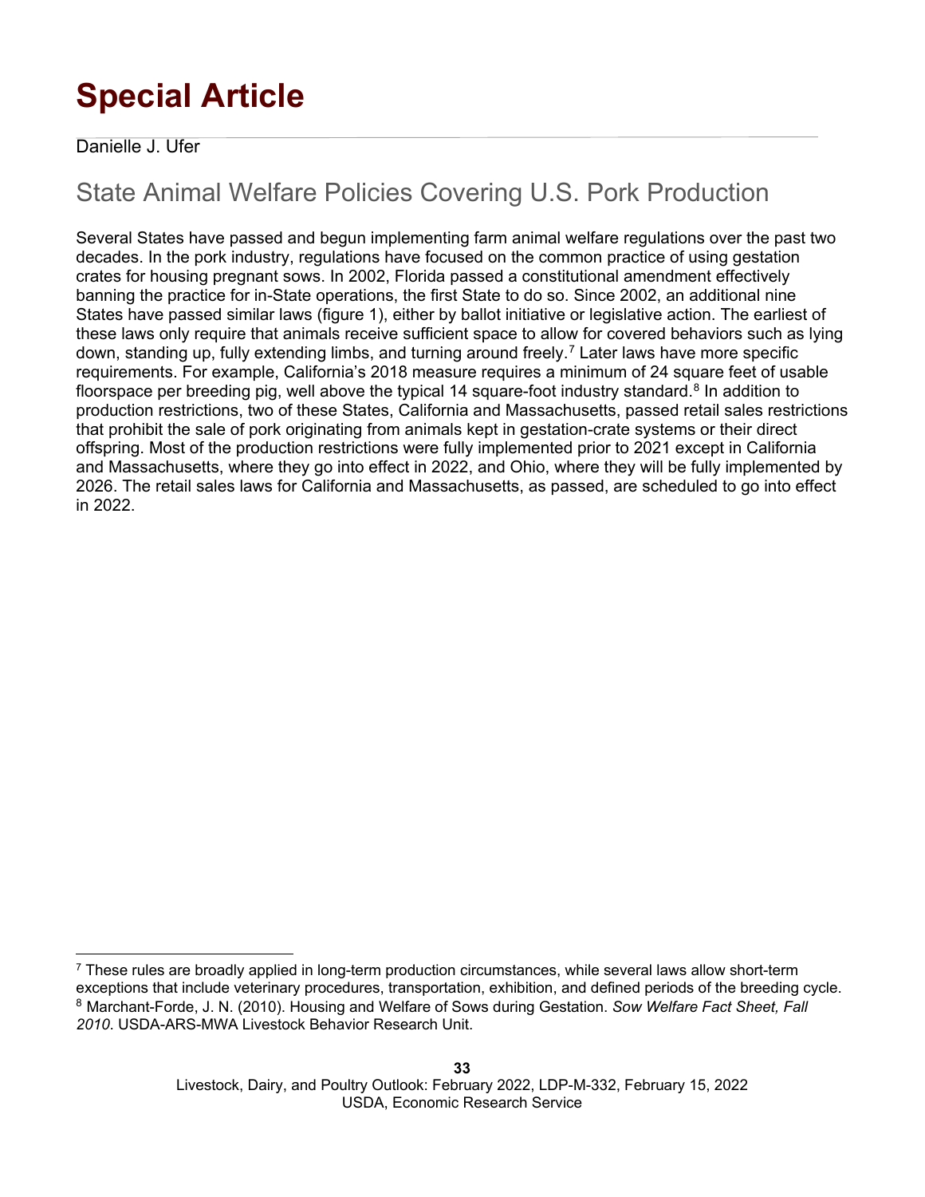# Special Article

Danielle J. Ufer

## State Animal Welfare Policies Covering U.S. Pork Production

Several States have passed and begun implementing farm animal welfare regulations over the past two decades. In the pork industry, regulations have focused on the common practice of using gestation crates for housing pregnant sows. In 2002, Florida passed a constitutional amendment effectively banning the practice for in-State operations, the first State to do so. Since 2002, an additional nine States have passed similar laws (figure 1), either by ballot initiative or legislative action. The earliest of these laws only require that animals receive sufficient space to allow for covered behaviors such as lying down, standing up, fully extending limbs, and turning around freely.[7] Later laws have more specific requirements. For example, California's 2018 measure requires a minimum of 24 square feet of usable floorspace per breeding pig, well above the typical 14 square-foot industry standard.[8] In addition to production restrictions, two of these States, California and Massachusetts, passed retail sales restrictions that prohibit the sale of pork originating from animals kept in gestation-crate systems or their direct offspring. Most of the production restrictions were fully implemented prior to 2021 except in California and Massachusetts, where they go into effect in 2022, and Ohio, where they will be fully implemented by 2026. The retail sales laws for California and Massachusetts, as passed, are scheduled to go into effect in 2022.

---

[7] These rules are broadly applied in long-term production circumstances, while several laws allow short-term exceptions that include veterinary procedures, transportation, exhibition, and defined periods of the breeding cycle.

[8] Marchant-Forde, J. N. (2010). Housing and Welfare of Sows during Gestation. *Sow Welfare Fact Sheet, Fall 2010*. USDA-ARS-MWA Livestock Behavior Research Unit.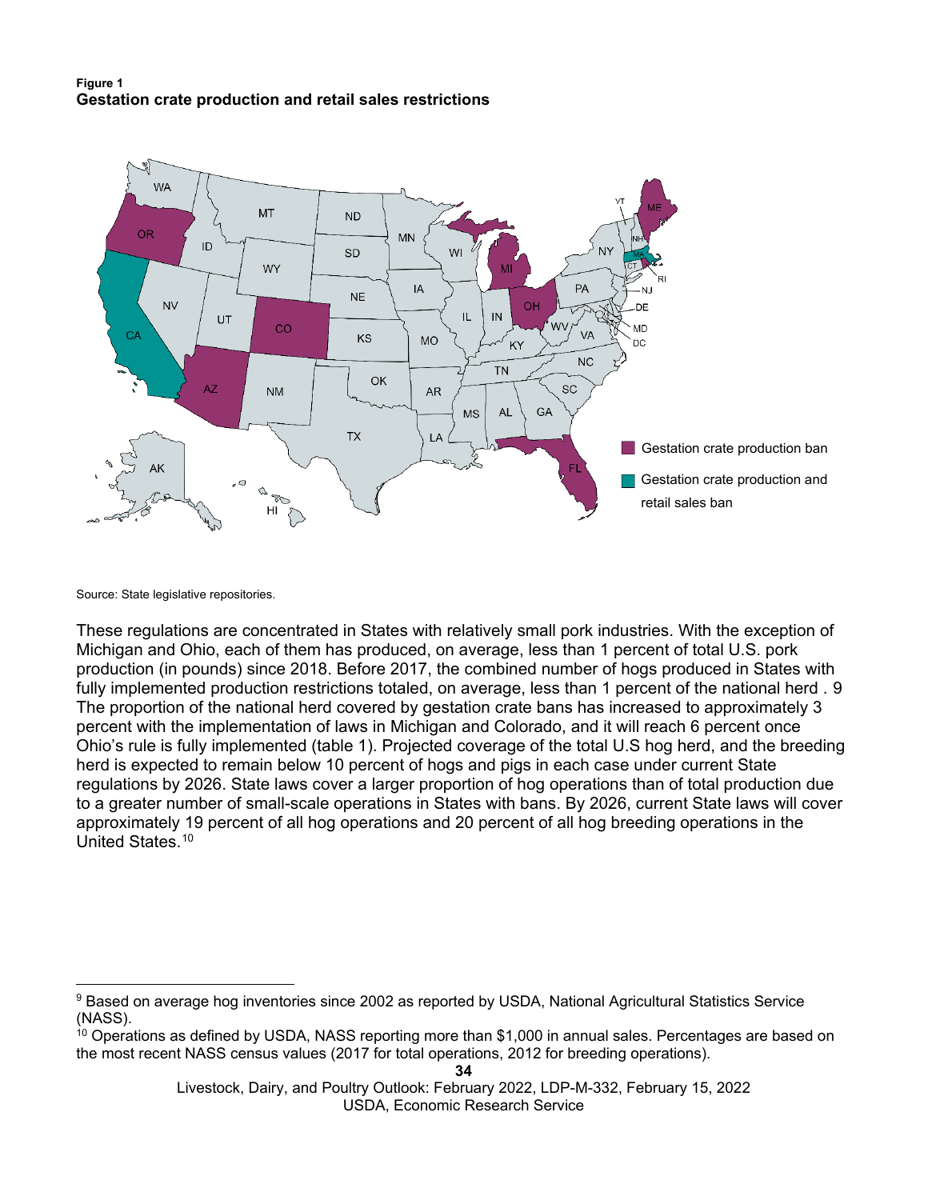**Figure 1**
**Gestation crate production and retail sales restrictions**

Source: State legislative repositories.

These regulations are concentrated in States with relatively small pork industries. With the exception of Michigan and Ohio, each of them has produced, on average, less than 1 percent of total U.S. pork production (in pounds) since 2018. Before 2017, the combined number of hogs produced in States with fully implemented production restrictions totaled, on average, less than 1 percent of the national herd . 9 The proportion of the national herd covered by gestation crate bans has increased to approximately 3 percent with the implementation of laws in Michigan and Colorado, and it will reach 6 percent once Ohio's rule is fully implemented (table 1). Projected coverage of the total U.S hog herd, and the breeding herd is expected to remain below 10 percent of hogs and pigs in each case under current State regulations by 2026. State laws cover a larger proportion of hog operations than of total production due to a greater number of small-scale operations in States with bans. By 2026, current State laws will cover approximately 19 percent of all hog operations and 20 percent of all hog breeding operations in the United States.[10]

---

[9] Based on average hog inventories since 2002 as reported by USDA, National Agricultural Statistics Service (NASS).

[10] Operations as defined by USDA, NASS reporting more than $1,000 in annual sales. Percentages are based on the most recent NASS census values (2017 for total operations, 2012 for breeding operations).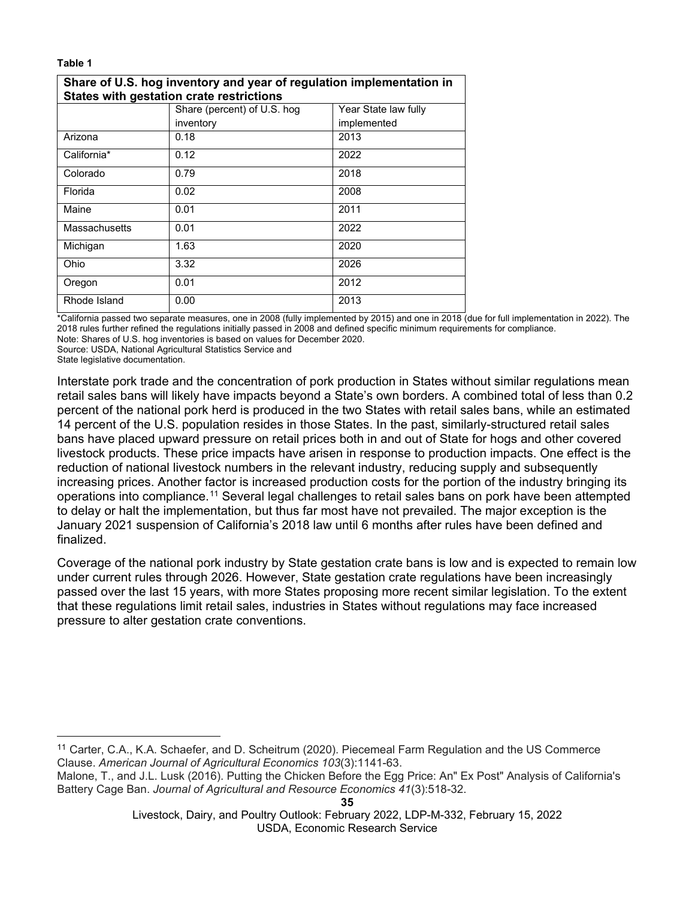**Table 1**

| Share of U.S. hog inventory and year of regulation implementation in States with gestation crate restrictions | | |
|---|---|---|
| | Share (percent) of U.S. hog inventory | Year State law fully implemented |
| Arizona | 0.18 | 2013 |
| California* | 0.12 | 2022 |
| Colorado | 0.79 | 2018 |
| Florida | 0.02 | 2008 |
| Maine | 0.01 | 2011 |
| Massachusetts | 0.01 | 2022 |
| Michigan | 1.63 | 2020 |
| Ohio | 3.32 | 2026 |
| Oregon | 0.01 | 2012 |
| Rhode Island | 0.00 | 2013 |

*California passed two separate measures, one in 2008 (fully implemented by 2015) and one in 2018 (due for full implementation in 2022). The 2018 rules further refined the regulations initially passed in 2008 and defined specific minimum requirements for compliance.
Note: Shares of U.S. hog inventories is based on values for December 2020.
Source: USDA, National Agricultural Statistics Service and State legislative documentation.

Interstate pork trade and the concentration of pork production in States without similar regulations mean retail sales bans will likely have impacts beyond a State's own borders. A combined total of less than 0.2 percent of the national pork herd is produced in the two States with retail sales bans, while an estimated 14 percent of the U.S. population resides in those States. In the past, similarly-structured retail sales bans have placed upward pressure on retail prices both in and out of State for hogs and other covered livestock products. These price impacts have arisen in response to production impacts. One effect is the reduction of national livestock numbers in the relevant industry, reducing supply and subsequently increasing prices. Another factor is increased production costs for the portion of the industry bringing its operations into compliance.[11] Several legal challenges to retail sales bans on pork have been attempted to delay or halt the implementation, but thus far most have not prevailed. The major exception is the January 2021 suspension of California's 2018 law until 6 months after rules have been defined and finalized.

Coverage of the national pork industry by State gestation crate bans is low and is expected to remain low under current rules through 2026. However, State gestation crate regulations have been increasingly passed over the last 15 years, with more States proposing more recent similar legislation. To the extent that these regulations limit retail sales, industries in States without regulations may face increased pressure to alter gestation crate conventions.

[11] Carter, C.A., K.A. Schaefer, and D. Scheitrum (2020). Piecemeal Farm Regulation and the US Commerce Clause. *American Journal of Agricultural Economics 103*(3):1141-63.
Malone, T., and J.L. Lusk (2016). Putting the Chicken Before the Egg Price: An" Ex Post" Analysis of California's Battery Cage Ban. *Journal of Agricultural and Resource Economics 41*(3):518-32.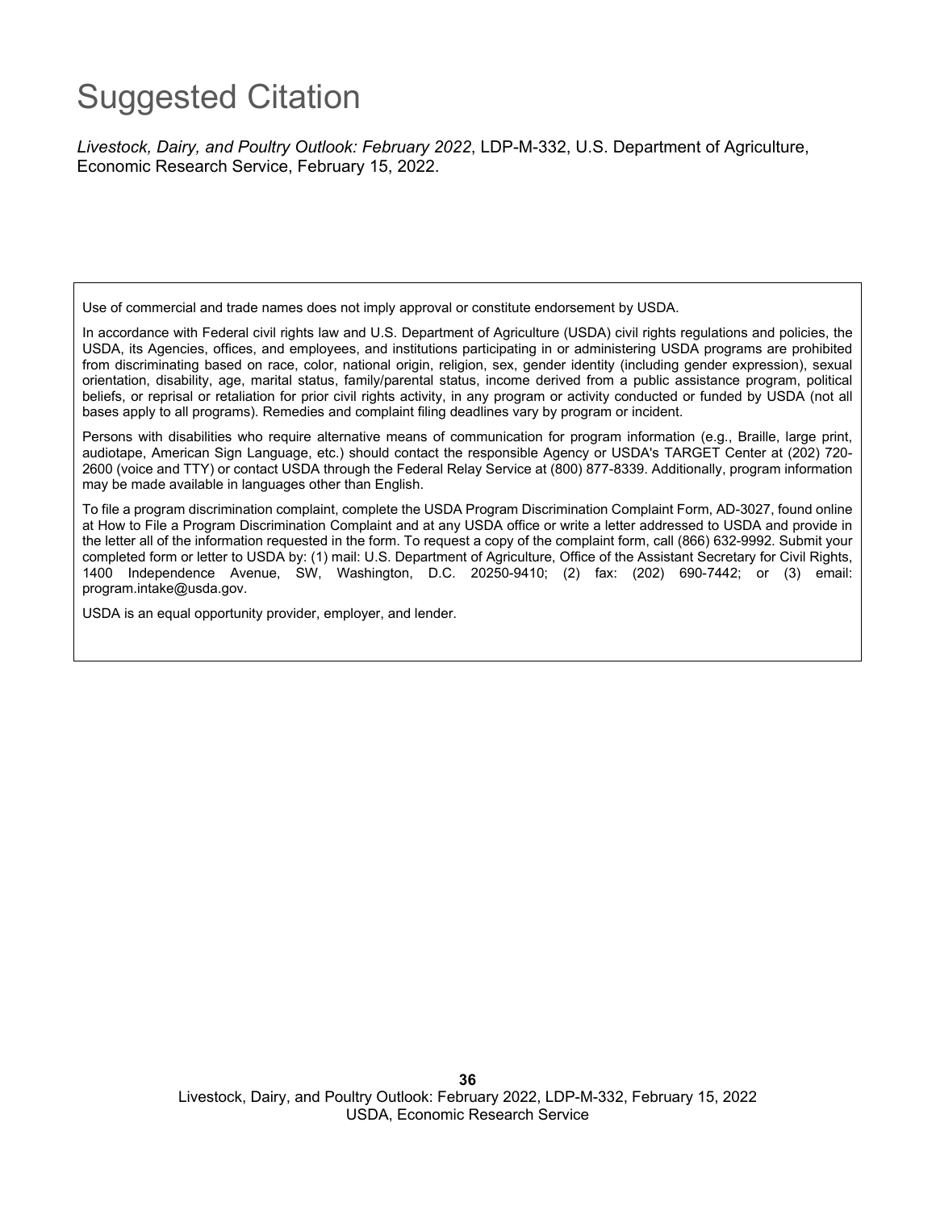# Suggested Citation

*Livestock, Dairy, and Poultry Outlook: February 2022*, LDP-M-332, U.S. Department of Agriculture, Economic Research Service, February 15, 2022.

Use of commercial and trade names does not imply approval or constitute endorsement by USDA.

In accordance with Federal civil rights law and U.S. Department of Agriculture (USDA) civil rights regulations and policies, the USDA, its Agencies, offices, and employees, and institutions participating in or administering USDA programs are prohibited from discriminating based on race, color, national origin, religion, sex, gender identity (including gender expression), sexual orientation, disability, age, marital status, family/parental status, income derived from a public assistance program, political beliefs, or reprisal or retaliation for prior civil rights activity, in any program or activity conducted or funded by USDA (not all bases apply to all programs). Remedies and complaint filing deadlines vary by program or incident.

Persons with disabilities who require alternative means of communication for program information (e.g., Braille, large print, audiotape, American Sign Language, etc.) should contact the responsible Agency or USDA's TARGET Center at (202) 720-2600 (voice and TTY) or contact USDA through the Federal Relay Service at (800) 877-8339. Additionally, program information may be made available in languages other than English.

To file a program discrimination complaint, complete the USDA Program Discrimination Complaint Form, AD-3027, found online at How to File a Program Discrimination Complaint and at any USDA office or write a letter addressed to USDA and provide in the letter all of the information requested in the form. To request a copy of the complaint form, call (866) 632-9992. Submit your completed form or letter to USDA by: (1) mail: U.S. Department of Agriculture, Office of the Assistant Secretary for Civil Rights, 1400 Independence Avenue, SW, Washington, D.C. 20250-9410; (2) fax: (202) 690-7442; or (3) email: program.intake@usda.gov.

USDA is an equal opportunity provider, employer, and lender.